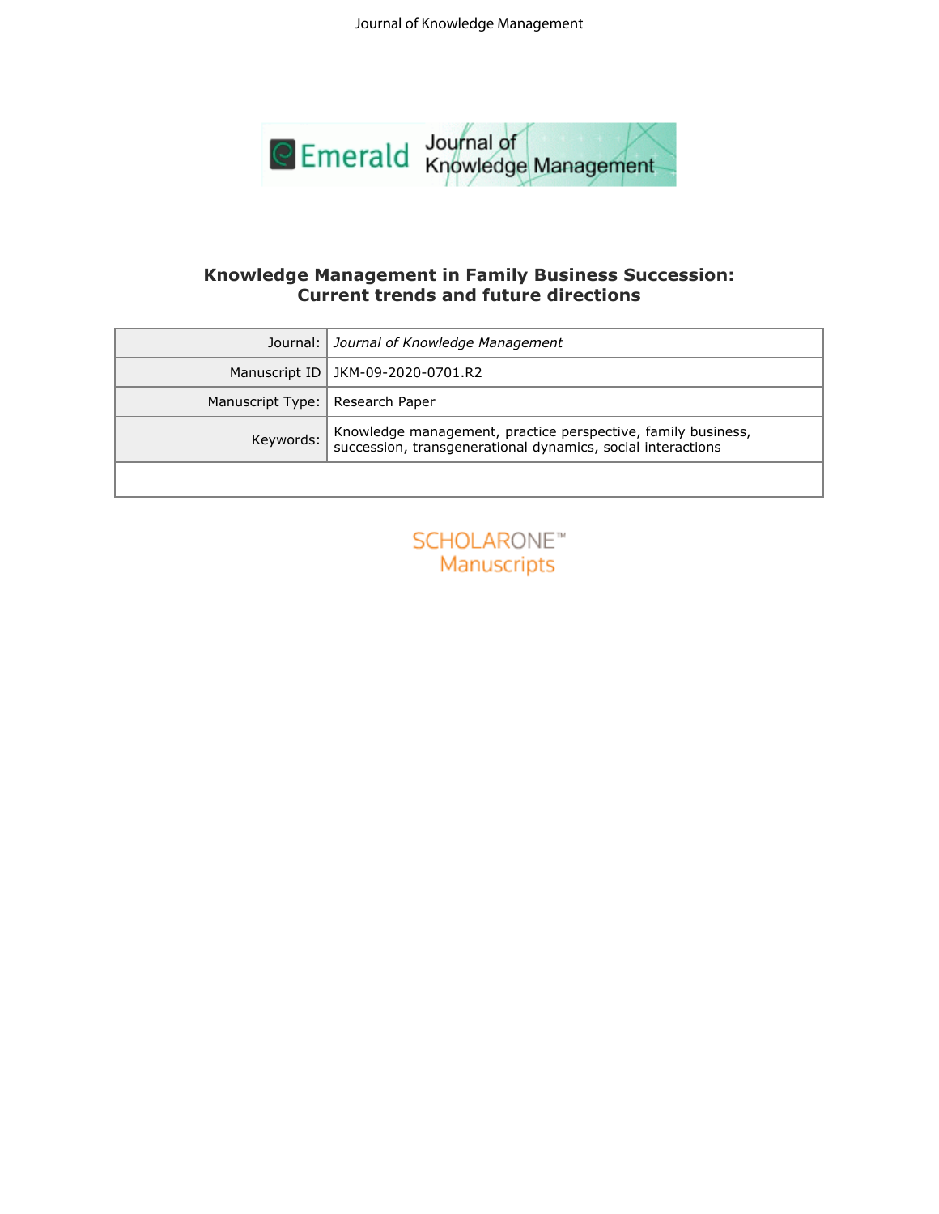# Knowledge Management in Family Business Succession: Current trends and future directions

| | |
|---|---|
| Journal: | *Journal of Knowledge Management* |
| Manuscript ID | JKM-09-2020-0701.R2 |
| Manuscript Type: | Research Paper |
| Keywords: | Knowledge management, practice perspective, family business, succession, transgenerational dynamics, social interactions |
| | |

SCHOLARONE™ Manuscripts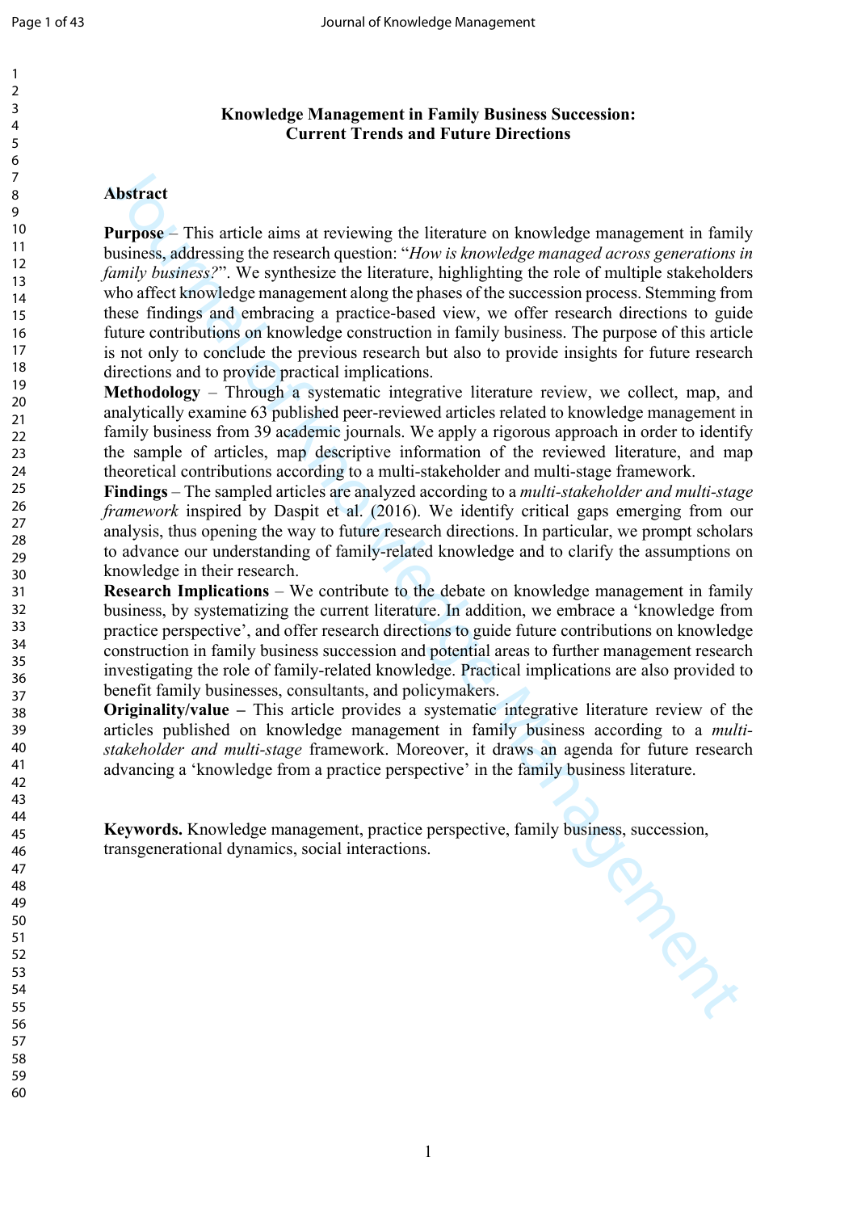**Knowledge Management in Family Business Succession: Current Trends and Future Directions**

**Abstract**

**Purpose** – This article aims at reviewing the literature on knowledge management in family business, addressing the research question: "*How is knowledge managed across generations in family business?*". We synthesize the literature, highlighting the role of multiple stakeholders who affect knowledge management along the phases of the succession process. Stemming from these findings and embracing a practice-based view, we offer research directions to guide future contributions on knowledge construction in family business. The purpose of this article is not only to conclude the previous research but also to provide insights for future research directions and to provide practical implications.

**Methodology** – Through a systematic integrative literature review, we collect, map, and analytically examine 63 published peer-reviewed articles related to knowledge management in family business from 39 academic journals. We apply a rigorous approach in order to identify the sample of articles, map descriptive information of the reviewed literature, and map theoretical contributions according to a multi-stakeholder and multi-stage framework.

**Findings** – The sampled articles are analyzed according to a *multi-stakeholder and multi-stage framework* inspired by Daspit et al. (2016). We identify critical gaps emerging from our analysis, thus opening the way to future research directions. In particular, we prompt scholars to advance our understanding of family-related knowledge and to clarify the assumptions on knowledge in their research.

**Research Implications** – We contribute to the debate on knowledge management in family business, by systematizing the current literature. In addition, we embrace a 'knowledge from practice perspective', and offer research directions to guide future contributions on knowledge construction in family business succession and potential areas to further management research investigating the role of family-related knowledge. Practical implications are also provided to benefit family businesses, consultants, and policymakers.

**Originality/value –** This article provides a systematic integrative literature review of the articles published on knowledge management in family business according to a *multi-stakeholder and multi-stage* framework. Moreover, it draws an agenda for future research advancing a 'knowledge from a practice perspective' in the family business literature.

**Keywords.** Knowledge management, practice perspective, family business, succession, transgenerational dynamics, social interactions.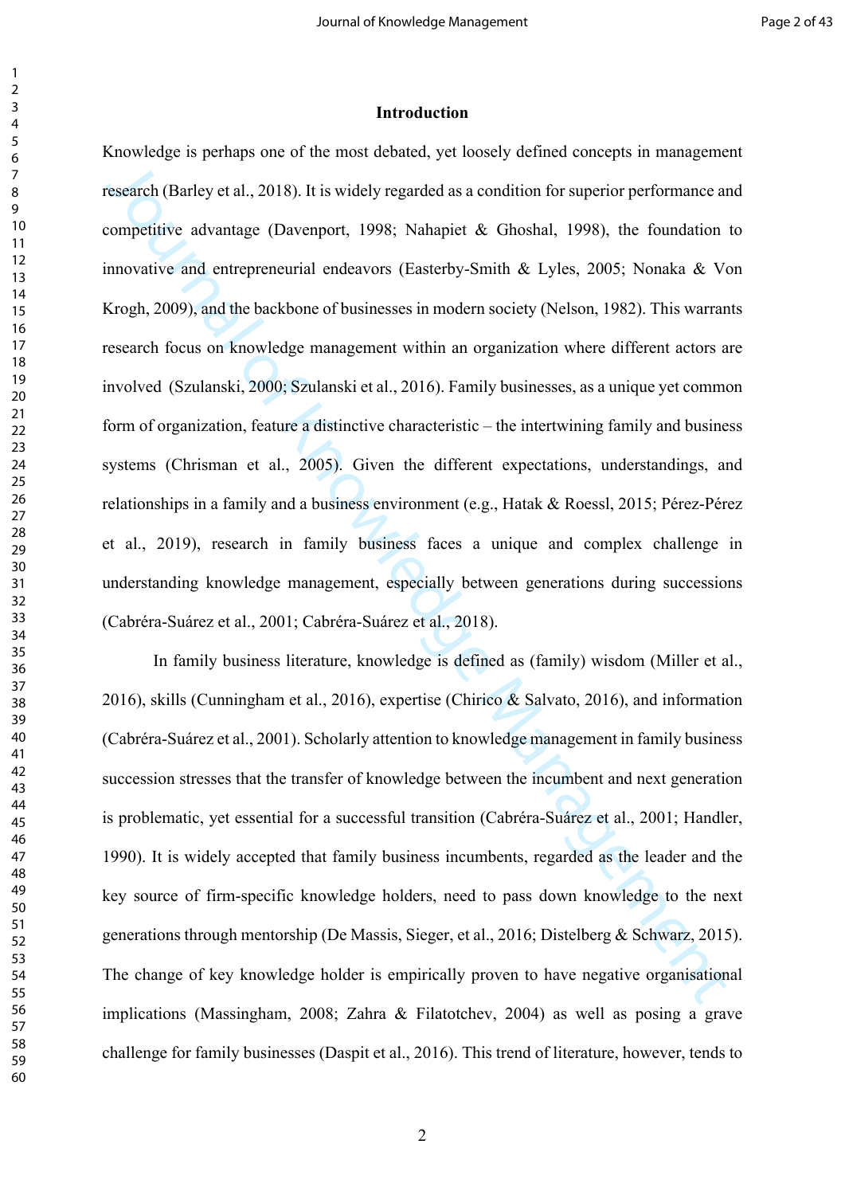## Introduction

Knowledge is perhaps one of the most debated, yet loosely defined concepts in management research (Barley et al., 2018). It is widely regarded as a condition for superior performance and competitive advantage (Davenport, 1998; Nahapiet & Ghoshal, 1998), the foundation to innovative and entrepreneurial endeavors (Easterby-Smith & Lyles, 2005; Nonaka & Von Krogh, 2009), and the backbone of businesses in modern society (Nelson, 1982). This warrants research focus on knowledge management within an organization where different actors are involved (Szulanski, 2000; Szulanski et al., 2016). Family businesses, as a unique yet common form of organization, feature a distinctive characteristic – the intertwining family and business systems (Chrisman et al., 2005). Given the different expectations, understandings, and relationships in a family and a business environment (e.g., Hatak & Roessl, 2015; Pérez-Pérez et al., 2019), research in family business faces a unique and complex challenge in understanding knowledge management, especially between generations during successions (Cabréra-Suárez et al., 2001; Cabréra-Suárez et al., 2018).

In family business literature, knowledge is defined as (family) wisdom (Miller et al., 2016), skills (Cunningham et al., 2016), expertise (Chirico & Salvato, 2016), and information (Cabréra-Suárez et al., 2001). Scholarly attention to knowledge management in family business succession stresses that the transfer of knowledge between the incumbent and next generation is problematic, yet essential for a successful transition (Cabréra-Suárez et al., 2001; Handler, 1990). It is widely accepted that family business incumbents, regarded as the leader and the key source of firm-specific knowledge holders, need to pass down knowledge to the next generations through mentorship (De Massis, Sieger, et al., 2016; Distelberg & Schwarz, 2015). The change of key knowledge holder is empirically proven to have negative organisational implications (Massingham, 2008; Zahra & Filatotchev, 2004) as well as posing a grave challenge for family businesses (Daspit et al., 2016). This trend of literature, however, tends to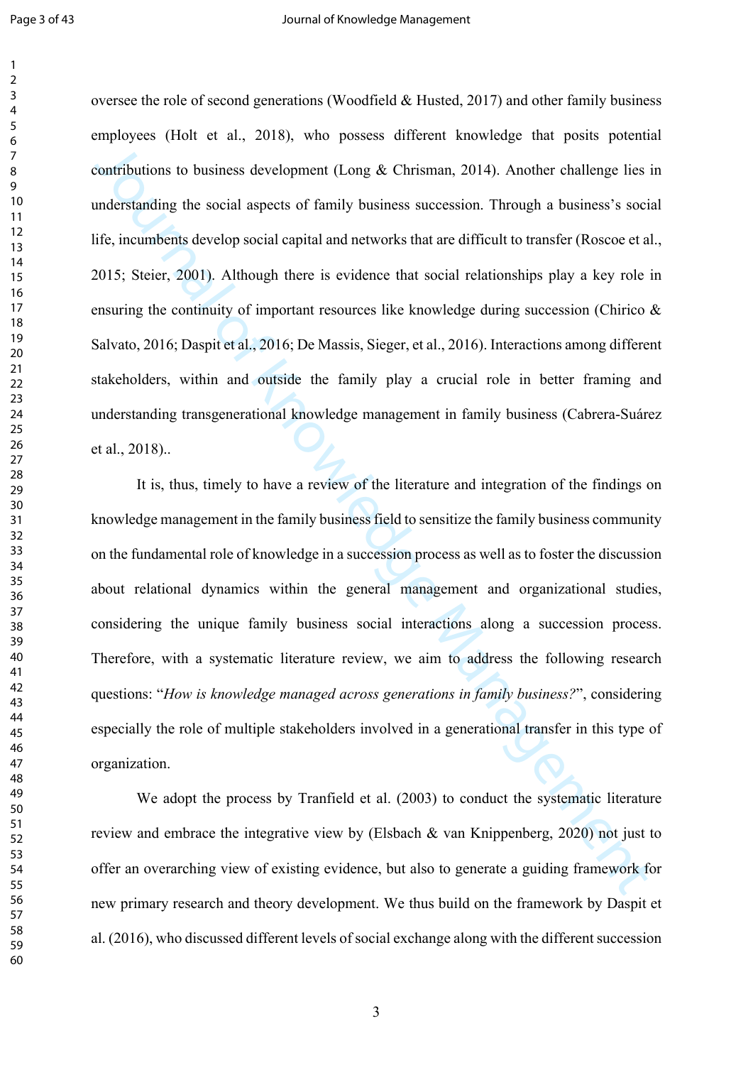oversee the role of second generations (Woodfield & Husted, 2017) and other family business employees (Holt et al., 2018), who possess different knowledge that posits potential contributions to business development (Long & Chrisman, 2014). Another challenge lies in understanding the social aspects of family business succession. Through a business's social life, incumbents develop social capital and networks that are difficult to transfer (Roscoe et al., 2015; Steier, 2001). Although there is evidence that social relationships play a key role in ensuring the continuity of important resources like knowledge during succession (Chirico & Salvato, 2016; Daspit et al., 2016; De Massis, Sieger, et al., 2016). Interactions among different stakeholders, within and outside the family play a crucial role in better framing and understanding transgenerational knowledge management in family business (Cabrera-Suárez et al., 2018)..

It is, thus, timely to have a review of the literature and integration of the findings on knowledge management in the family business field to sensitize the family business community on the fundamental role of knowledge in a succession process as well as to foster the discussion about relational dynamics within the general management and organizational studies, considering the unique family business social interactions along a succession process. Therefore, with a systematic literature review, we aim to address the following research questions: "*How is knowledge managed across generations in family business?*", considering especially the role of multiple stakeholders involved in a generational transfer in this type of organization.

We adopt the process by Tranfield et al. (2003) to conduct the systematic literature review and embrace the integrative view by (Elsbach & van Knippenberg, 2020) not just to offer an overarching view of existing evidence, but also to generate a guiding framework for new primary research and theory development. We thus build on the framework by Daspit et al. (2016), who discussed different levels of social exchange along with the different succession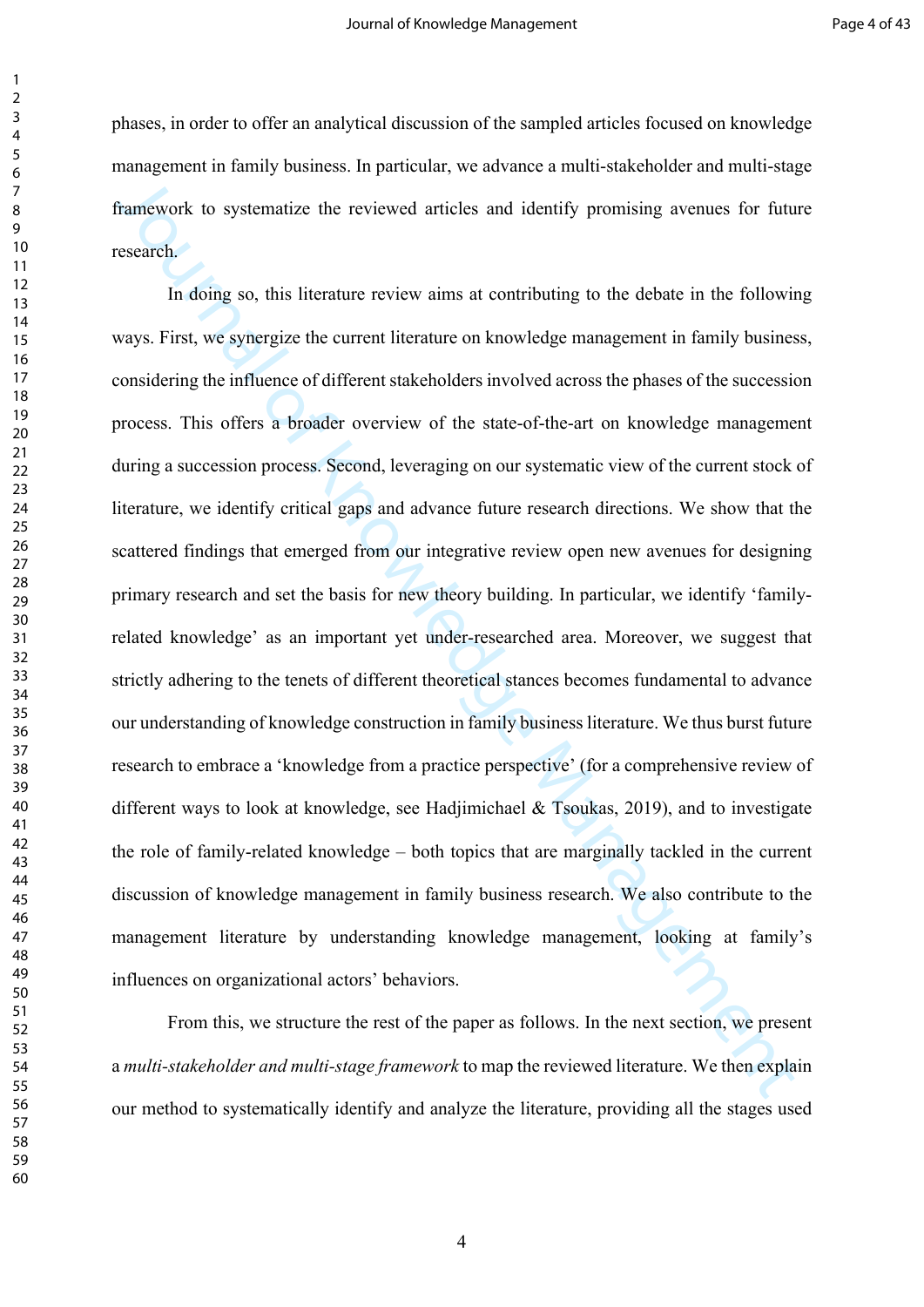phases, in order to offer an analytical discussion of the sampled articles focused on knowledge management in family business. In particular, we advance a multi-stakeholder and multi-stage framework to systematize the reviewed articles and identify promising avenues for future research.

In doing so, this literature review aims at contributing to the debate in the following ways. First, we synergize the current literature on knowledge management in family business, considering the influence of different stakeholders involved across the phases of the succession process. This offers a broader overview of the state-of-the-art on knowledge management during a succession process. Second, leveraging on our systematic view of the current stock of literature, we identify critical gaps and advance future research directions. We show that the scattered findings that emerged from our integrative review open new avenues for designing primary research and set the basis for new theory building. In particular, we identify 'family-related knowledge' as an important yet under-researched area. Moreover, we suggest that strictly adhering to the tenets of different theoretical stances becomes fundamental to advance our understanding of knowledge construction in family business literature. We thus burst future research to embrace a 'knowledge from a practice perspective' (for a comprehensive review of different ways to look at knowledge, see Hadjimichael & Tsoukas, 2019), and to investigate the role of family-related knowledge – both topics that are marginally tackled in the current discussion of knowledge management in family business research. We also contribute to the management literature by understanding knowledge management, looking at family's influences on organizational actors' behaviors.

From this, we structure the rest of the paper as follows. In the next section, we present a *multi-stakeholder and multi-stage framework* to map the reviewed literature. We then explain our method to systematically identify and analyze the literature, providing all the stages used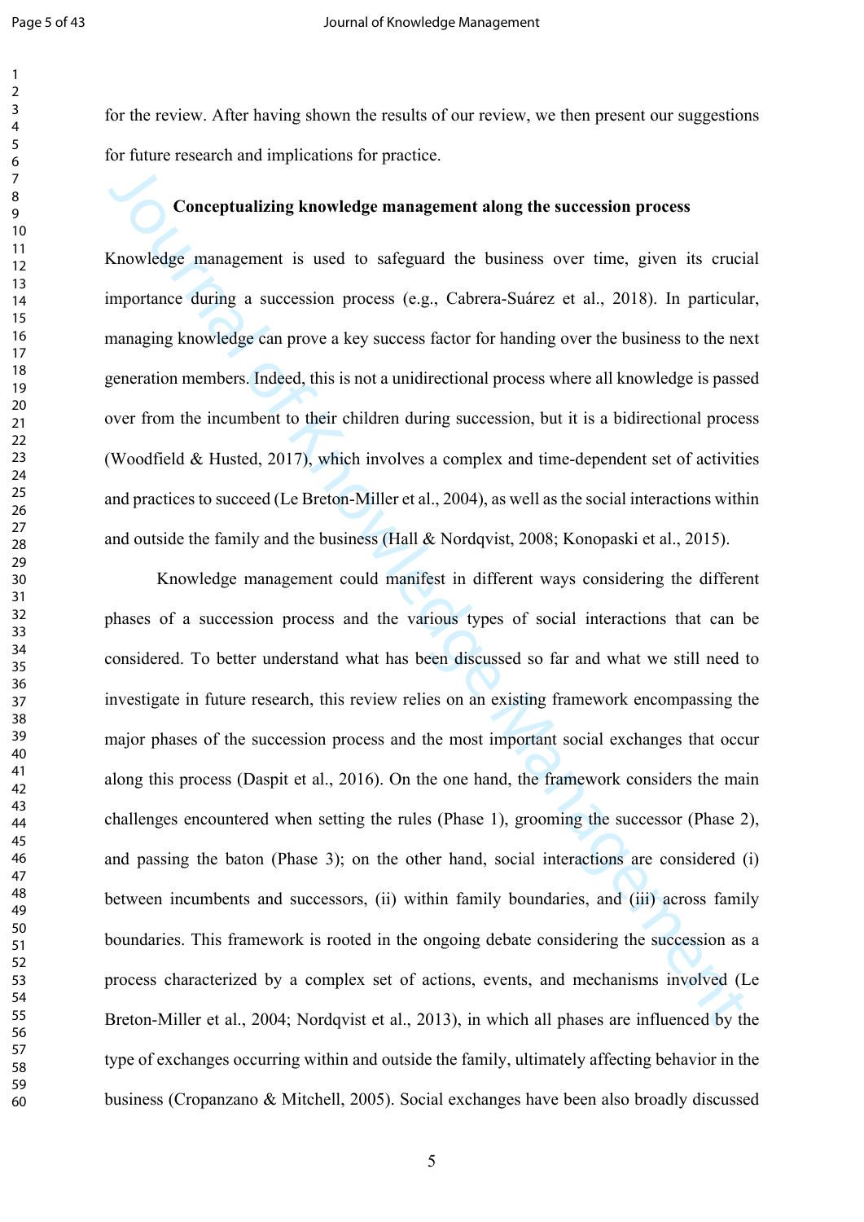for the review. After having shown the results of our review, we then present our suggestions for future research and implications for practice.

## Conceptualizing knowledge management along the succession process

Knowledge management is used to safeguard the business over time, given its crucial importance during a succession process (e.g., Cabrera-Suárez et al., 2018). In particular, managing knowledge can prove a key success factor for handing over the business to the next generation members. Indeed, this is not a unidirectional process where all knowledge is passed over from the incumbent to their children during succession, but it is a bidirectional process (Woodfield & Husted, 2017), which involves a complex and time-dependent set of activities and practices to succeed (Le Breton-Miller et al., 2004), as well as the social interactions within and outside the family and the business (Hall & Nordqvist, 2008; Konopaski et al., 2015).

Knowledge management could manifest in different ways considering the different phases of a succession process and the various types of social interactions that can be considered. To better understand what has been discussed so far and what we still need to investigate in future research, this review relies on an existing framework encompassing the major phases of the succession process and the most important social exchanges that occur along this process (Daspit et al., 2016). On the one hand, the framework considers the main challenges encountered when setting the rules (Phase 1), grooming the successor (Phase 2), and passing the baton (Phase 3); on the other hand, social interactions are considered (i) between incumbents and successors, (ii) within family boundaries, and (iii) across family boundaries. This framework is rooted in the ongoing debate considering the succession as a process characterized by a complex set of actions, events, and mechanisms involved (Le Breton-Miller et al., 2004; Nordqvist et al., 2013), in which all phases are influenced by the type of exchanges occurring within and outside the family, ultimately affecting behavior in the business (Cropanzano & Mitchell, 2005). Social exchanges have been also broadly discussed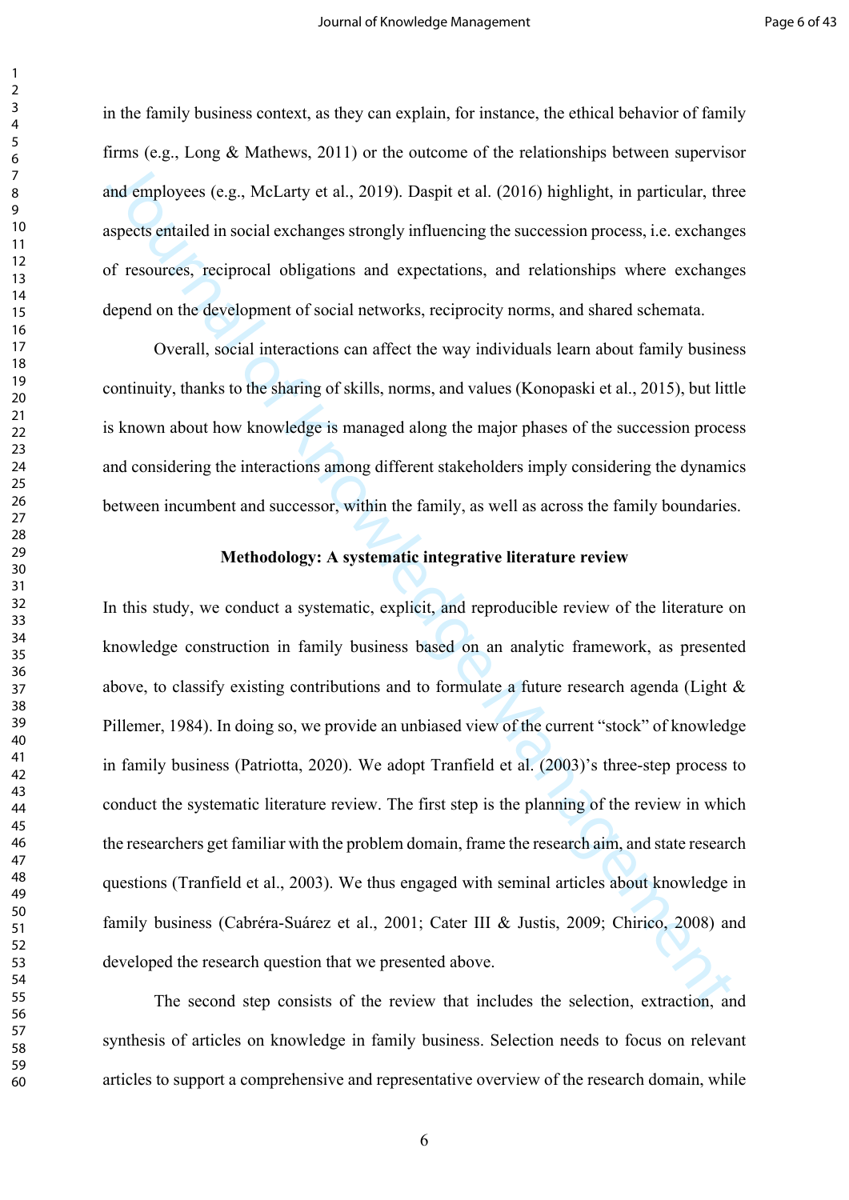in the family business context, as they can explain, for instance, the ethical behavior of family firms (e.g., Long & Mathews, 2011) or the outcome of the relationships between supervisor and employees (e.g., McLarty et al., 2019). Daspit et al. (2016) highlight, in particular, three aspects entailed in social exchanges strongly influencing the succession process, i.e. exchanges of resources, reciprocal obligations and expectations, and relationships where exchanges depend on the development of social networks, reciprocity norms, and shared schemata.

Overall, social interactions can affect the way individuals learn about family business continuity, thanks to the sharing of skills, norms, and values (Konopaski et al., 2015), but little is known about how knowledge is managed along the major phases of the succession process and considering the interactions among different stakeholders imply considering the dynamics between incumbent and successor, within the family, as well as across the family boundaries.

## Methodology: A systematic integrative literature review

In this study, we conduct a systematic, explicit, and reproducible review of the literature on knowledge construction in family business based on an analytic framework, as presented above, to classify existing contributions and to formulate a future research agenda (Light & Pillemer, 1984). In doing so, we provide an unbiased view of the current "stock" of knowledge in family business (Patriotta, 2020). We adopt Tranfield et al. (2003)'s three-step process to conduct the systematic literature review. The first step is the planning of the review in which the researchers get familiar with the problem domain, frame the research aim, and state research questions (Tranfield et al., 2003). We thus engaged with seminal articles about knowledge in family business (Cabréra-Suárez et al., 2001; Cater III & Justis, 2009; Chirico, 2008) and developed the research question that we presented above.

The second step consists of the review that includes the selection, extraction, and synthesis of articles on knowledge in family business. Selection needs to focus on relevant articles to support a comprehensive and representative overview of the research domain, while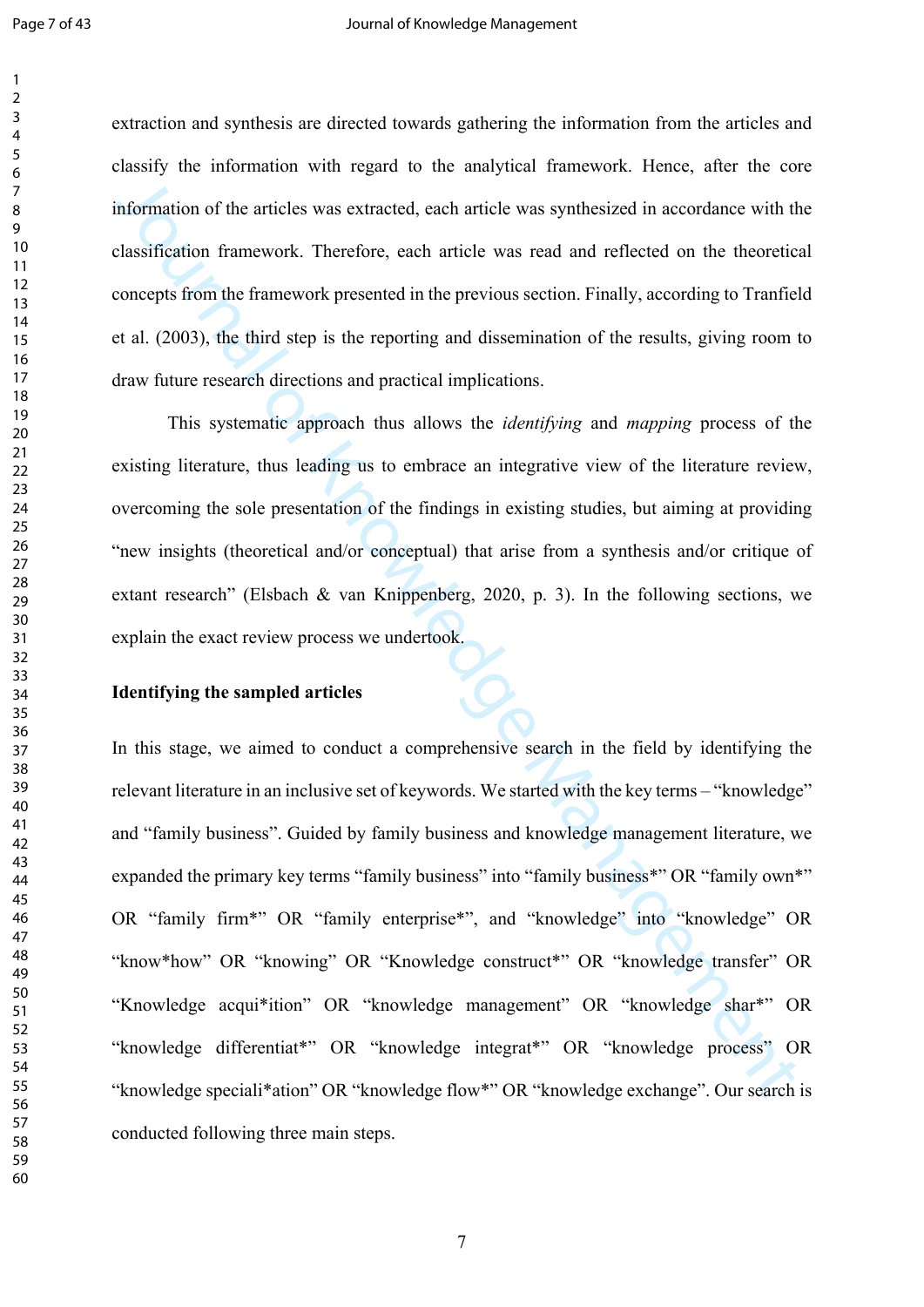extraction and synthesis are directed towards gathering the information from the articles and classify the information with regard to the analytical framework. Hence, after the core information of the articles was extracted, each article was synthesized in accordance with the classification framework. Therefore, each article was read and reflected on the theoretical concepts from the framework presented in the previous section. Finally, according to Tranfield et al. (2003), the third step is the reporting and dissemination of the results, giving room to draw future research directions and practical implications.

This systematic approach thus allows the *identifying* and *mapping* process of the existing literature, thus leading us to embrace an integrative view of the literature review, overcoming the sole presentation of the findings in existing studies, but aiming at providing "new insights (theoretical and/or conceptual) that arise from a synthesis and/or critique of extant research" (Elsbach & van Knippenberg, 2020, p. 3). In the following sections, we explain the exact review process we undertook.

**Identifying the sampled articles**

In this stage, we aimed to conduct a comprehensive search in the field by identifying the relevant literature in an inclusive set of keywords. We started with the key terms – "knowledge" and "family business". Guided by family business and knowledge management literature, we expanded the primary key terms "family business" into "family business*" OR "family own*" OR "family firm*" OR "family enterprise*", and "knowledge" into "knowledge" OR "know*how" OR "knowing" OR "Knowledge construct*" OR "knowledge transfer" OR "Knowledge acqui*ition" OR "knowledge management" OR "knowledge shar*" OR "knowledge differentiat*" OR "knowledge integrat*" OR "knowledge process" OR "knowledge speciali*ation" OR "knowledge flow*" OR "knowledge exchange". Our search is conducted following three main steps.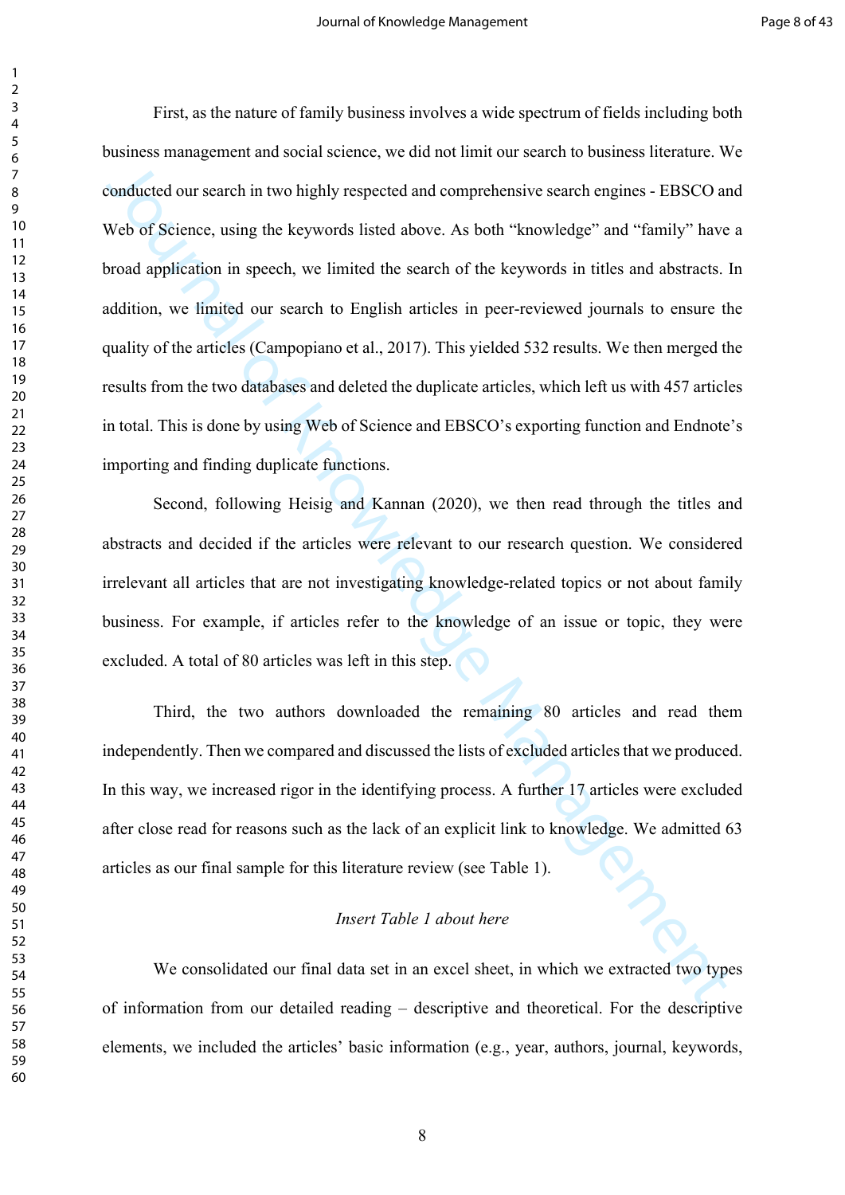First, as the nature of family business involves a wide spectrum of fields including both business management and social science, we did not limit our search to business literature. We conducted our search in two highly respected and comprehensive search engines - EBSCO and Web of Science, using the keywords listed above. As both "knowledge" and "family" have a broad application in speech, we limited the search of the keywords in titles and abstracts. In addition, we limited our search to English articles in peer-reviewed journals to ensure the quality of the articles (Campopiano et al., 2017). This yielded 532 results. We then merged the results from the two databases and deleted the duplicate articles, which left us with 457 articles in total. This is done by using Web of Science and EBSCO's exporting function and Endnote's importing and finding duplicate functions.

Second, following Heisig and Kannan (2020), we then read through the titles and abstracts and decided if the articles were relevant to our research question. We considered irrelevant all articles that are not investigating knowledge-related topics or not about family business. For example, if articles refer to the knowledge of an issue or topic, they were excluded. A total of 80 articles was left in this step.

Third, the two authors downloaded the remaining 80 articles and read them independently. Then we compared and discussed the lists of excluded articles that we produced. In this way, we increased rigor in the identifying process. A further 17 articles were excluded after close read for reasons such as the lack of an explicit link to knowledge. We admitted 63 articles as our final sample for this literature review (see Table 1).

*Insert Table 1 about here*

We consolidated our final data set in an excel sheet, in which we extracted two types of information from our detailed reading – descriptive and theoretical. For the descriptive elements, we included the articles' basic information (e.g., year, authors, journal, keywords,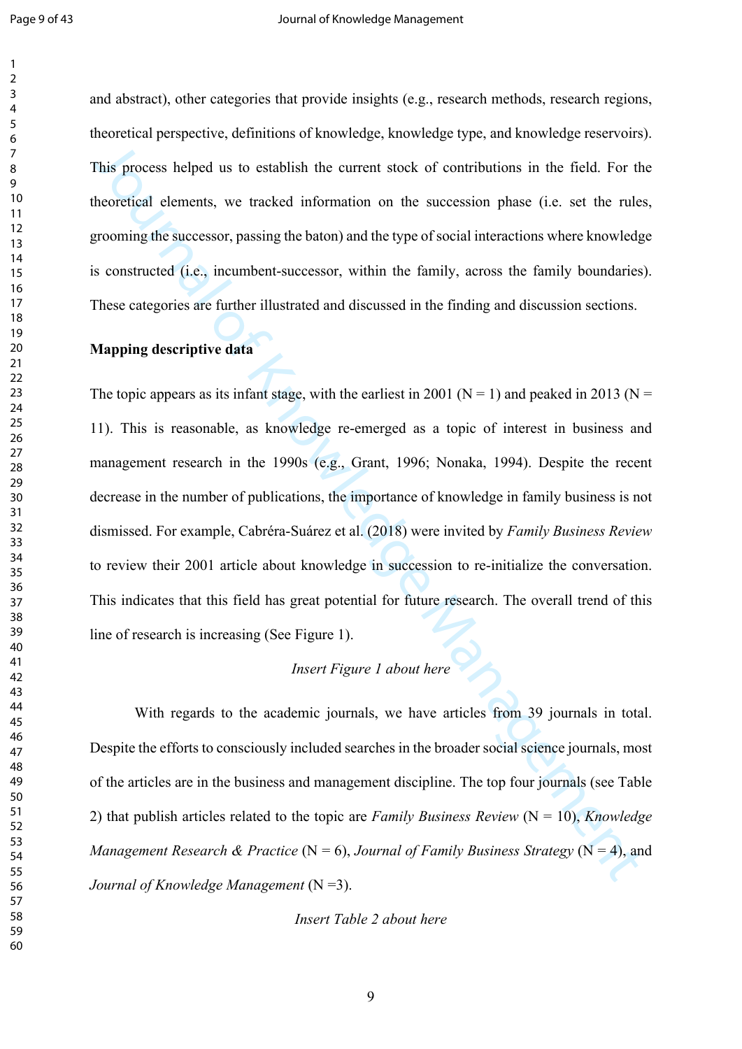and abstract), other categories that provide insights (e.g., research methods, research regions, theoretical perspective, definitions of knowledge, knowledge type, and knowledge reservoirs). This process helped us to establish the current stock of contributions in the field. For the theoretical elements, we tracked information on the succession phase (i.e. set the rules, grooming the successor, passing the baton) and the type of social interactions where knowledge is constructed (i.e., incumbent-successor, within the family, across the family boundaries). These categories are further illustrated and discussed in the finding and discussion sections.

**Mapping descriptive data**

The topic appears as its infant stage, with the earliest in 2001 (N = 1) and peaked in 2013 (N = 11). This is reasonable, as knowledge re-emerged as a topic of interest in business and management research in the 1990s (e.g., Grant, 1996; Nonaka, 1994). Despite the recent decrease in the number of publications, the importance of knowledge in family business is not dismissed. For example, Cabréra-Suárez et al. (2018) were invited by *Family Business Review* to review their 2001 article about knowledge in succession to re-initialize the conversation. This indicates that this field has great potential for future research. The overall trend of this line of research is increasing (See Figure 1).

*Insert Figure 1 about here*

With regards to the academic journals, we have articles from 39 journals in total. Despite the efforts to consciously included searches in the broader social science journals, most of the articles are in the business and management discipline. The top four journals (see Table 2) that publish articles related to the topic are *Family Business Review* (N = 10), *Knowledge Management Research & Practice* (N = 6), *Journal of Family Business Strategy* (N = 4), and *Journal of Knowledge Management* (N =3).

*Insert Table 2 about here*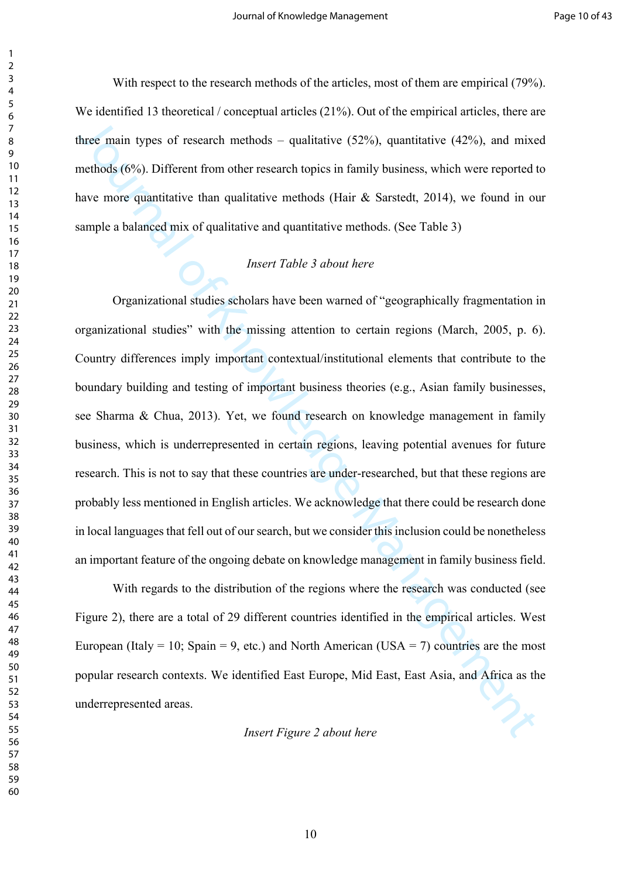With respect to the research methods of the articles, most of them are empirical (79%). We identified 13 theoretical / conceptual articles (21%). Out of the empirical articles, there are three main types of research methods – qualitative (52%), quantitative (42%), and mixed methods (6%). Different from other research topics in family business, which were reported to have more quantitative than qualitative methods (Hair & Sarstedt, 2014), we found in our sample a balanced mix of qualitative and quantitative methods. (See Table 3)

*Insert Table 3 about here*

Organizational studies scholars have been warned of "geographically fragmentation in organizational studies" with the missing attention to certain regions (March, 2005, p. 6). Country differences imply important contextual/institutional elements that contribute to the boundary building and testing of important business theories (e.g., Asian family businesses, see Sharma & Chua, 2013). Yet, we found research on knowledge management in family business, which is underrepresented in certain regions, leaving potential avenues for future research. This is not to say that these countries are under-researched, but that these regions are probably less mentioned in English articles. We acknowledge that there could be research done in local languages that fell out of our search, but we consider this inclusion could be nonetheless an important feature of the ongoing debate on knowledge management in family business field.

With regards to the distribution of the regions where the research was conducted (see Figure 2), there are a total of 29 different countries identified in the empirical articles. West European (Italy = 10; Spain = 9, etc.) and North American (USA = 7) countries are the most popular research contexts. We identified East Europe, Mid East, East Asia, and Africa as the underrepresented areas.

*Insert Figure 2 about here*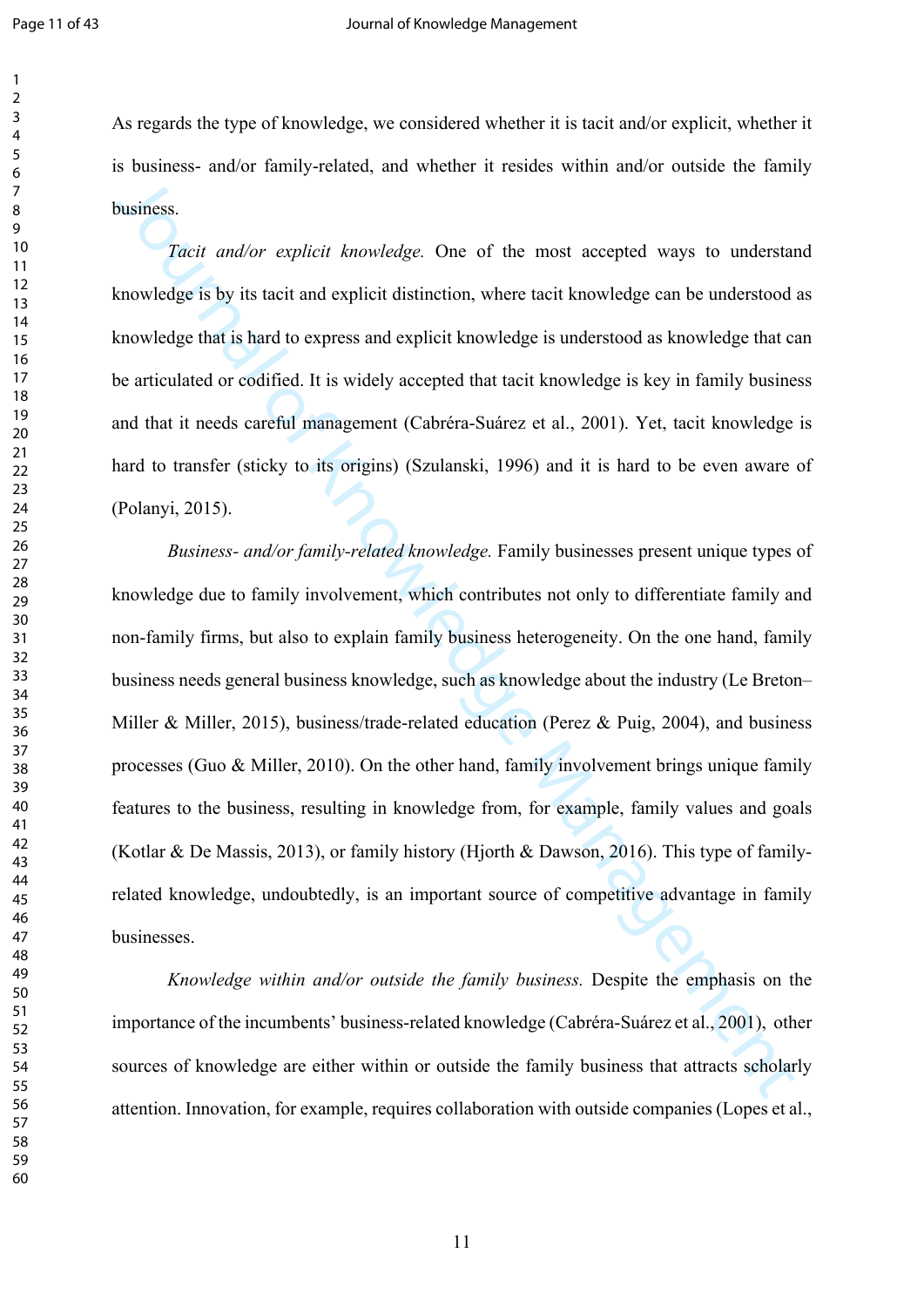As regards the type of knowledge, we considered whether it is tacit and/or explicit, whether it is business- and/or family-related, and whether it resides within and/or outside the family business.

*Tacit and/or explicit knowledge.* One of the most accepted ways to understand knowledge is by its tacit and explicit distinction, where tacit knowledge can be understood as knowledge that is hard to express and explicit knowledge is understood as knowledge that can be articulated or codified. It is widely accepted that tacit knowledge is key in family business and that it needs careful management (Cabréra-Suárez et al., 2001). Yet, tacit knowledge is hard to transfer (sticky to its origins) (Szulanski, 1996) and it is hard to be even aware of (Polanyi, 2015).

*Business- and/or family-related knowledge.* Family businesses present unique types of knowledge due to family involvement, which contributes not only to differentiate family and non-family firms, but also to explain family business heterogeneity. On the one hand, family business needs general business knowledge, such as knowledge about the industry (Le Breton–Miller & Miller, 2015), business/trade-related education (Perez & Puig, 2004), and business processes (Guo & Miller, 2010). On the other hand, family involvement brings unique family features to the business, resulting in knowledge from, for example, family values and goals (Kotlar & De Massis, 2013), or family history (Hjorth & Dawson, 2016). This type of family-related knowledge, undoubtedly, is an important source of competitive advantage in family businesses.

*Knowledge within and/or outside the family business.* Despite the emphasis on the importance of the incumbents' business-related knowledge (Cabréra-Suárez et al., 2001), other sources of knowledge are either within or outside the family business that attracts scholarly attention. Innovation, for example, requires collaboration with outside companies (Lopes et al.,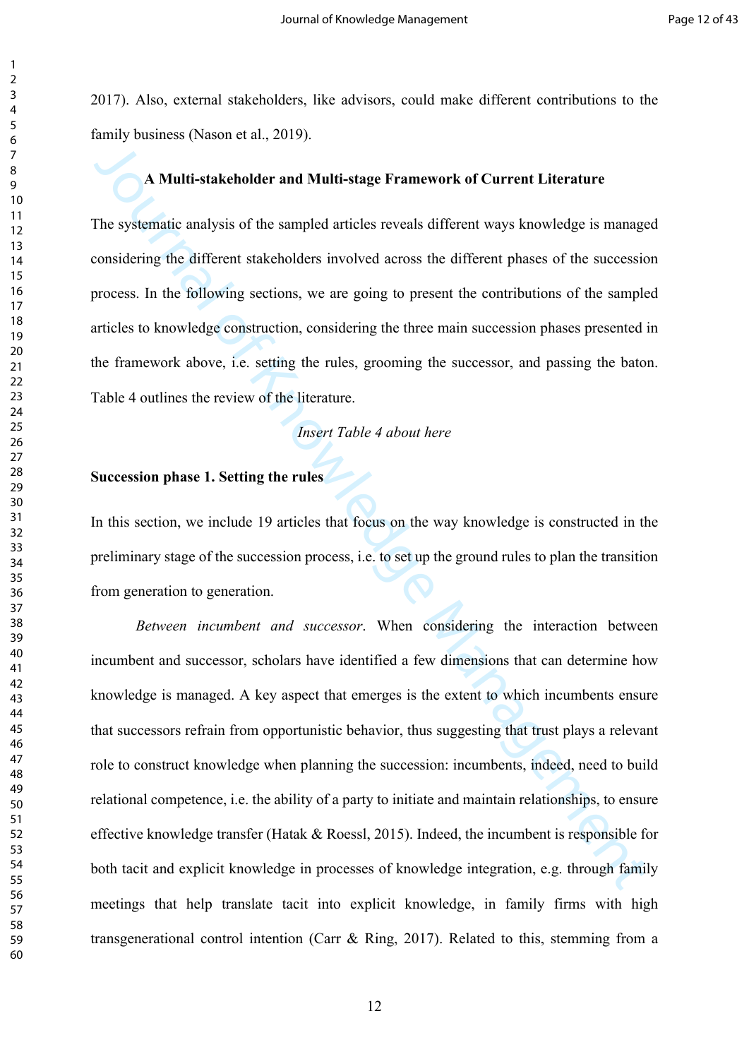2017). Also, external stakeholders, like advisors, could make different contributions to the family business (Nason et al., 2019).

## A Multi-stakeholder and Multi-stage Framework of Current Literature

The systematic analysis of the sampled articles reveals different ways knowledge is managed considering the different stakeholders involved across the different phases of the succession process. In the following sections, we are going to present the contributions of the sampled articles to knowledge construction, considering the three main succession phases presented in the framework above, i.e. setting the rules, grooming the successor, and passing the baton. Table 4 outlines the review of the literature.

*Insert Table 4 about here*

### Succession phase 1. Setting the rules

In this section, we include 19 articles that focus on the way knowledge is constructed in the preliminary stage of the succession process, i.e. to set up the ground rules to plan the transition from generation to generation.

*Between incumbent and successor*. When considering the interaction between incumbent and successor, scholars have identified a few dimensions that can determine how knowledge is managed. A key aspect that emerges is the extent to which incumbents ensure that successors refrain from opportunistic behavior, thus suggesting that trust plays a relevant role to construct knowledge when planning the succession: incumbents, indeed, need to build relational competence, i.e. the ability of a party to initiate and maintain relationships, to ensure effective knowledge transfer (Hatak & Roessl, 2015). Indeed, the incumbent is responsible for both tacit and explicit knowledge in processes of knowledge integration, e.g. through family meetings that help translate tacit into explicit knowledge, in family firms with high transgenerational control intention (Carr & Ring, 2017). Related to this, stemming from a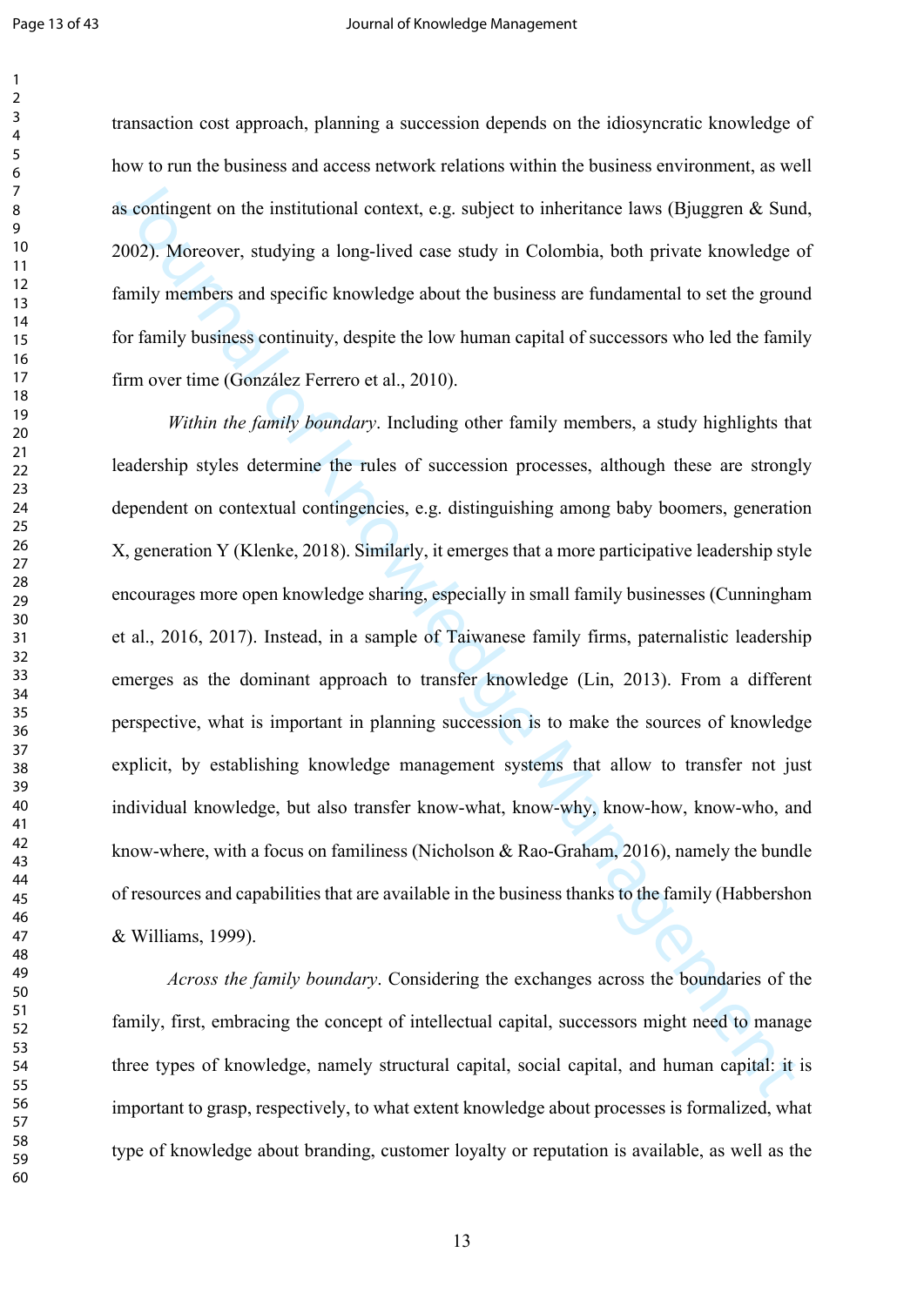transaction cost approach, planning a succession depends on the idiosyncratic knowledge of how to run the business and access network relations within the business environment, as well as contingent on the institutional context, e.g. subject to inheritance laws (Bjuggren & Sund, 2002). Moreover, studying a long-lived case study in Colombia, both private knowledge of family members and specific knowledge about the business are fundamental to set the ground for family business continuity, despite the low human capital of successors who led the family firm over time (González Ferrero et al., 2010).

*Within the family boundary*. Including other family members, a study highlights that leadership styles determine the rules of succession processes, although these are strongly dependent on contextual contingencies, e.g. distinguishing among baby boomers, generation X, generation Y (Klenke, 2018). Similarly, it emerges that a more participative leadership style encourages more open knowledge sharing, especially in small family businesses (Cunningham et al., 2016, 2017). Instead, in a sample of Taiwanese family firms, paternalistic leadership emerges as the dominant approach to transfer knowledge (Lin, 2013). From a different perspective, what is important in planning succession is to make the sources of knowledge explicit, by establishing knowledge management systems that allow to transfer not just individual knowledge, but also transfer know-what, know-why, know-how, know-who, and know-where, with a focus on familiness (Nicholson & Rao-Graham, 2016), namely the bundle of resources and capabilities that are available in the business thanks to the family (Habbershon & Williams, 1999).

*Across the family boundary*. Considering the exchanges across the boundaries of the family, first, embracing the concept of intellectual capital, successors might need to manage three types of knowledge, namely structural capital, social capital, and human capital: it is important to grasp, respectively, to what extent knowledge about processes is formalized, what type of knowledge about branding, customer loyalty or reputation is available, as well as the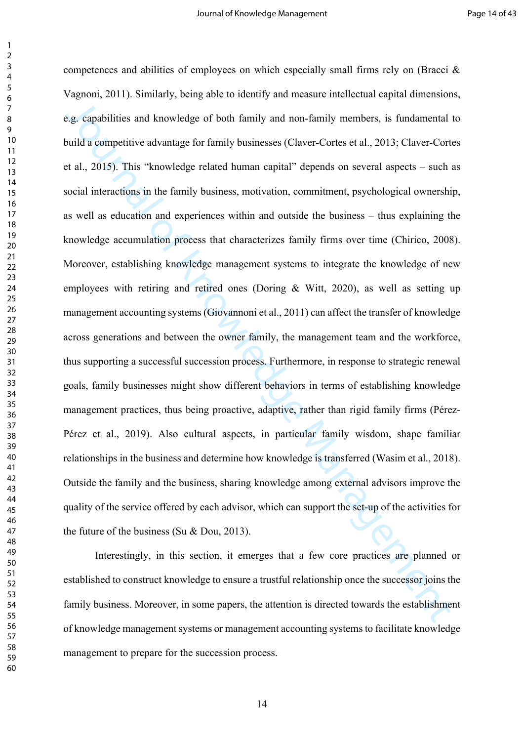competences and abilities of employees on which especially small firms rely on (Bracci & Vagnoni, 2011). Similarly, being able to identify and measure intellectual capital dimensions, e.g. capabilities and knowledge of both family and non-family members, is fundamental to build a competitive advantage for family businesses (Claver-Cortes et al., 2013; Claver-Cortes et al., 2015). This "knowledge related human capital" depends on several aspects – such as social interactions in the family business, motivation, commitment, psychological ownership, as well as education and experiences within and outside the business – thus explaining the knowledge accumulation process that characterizes family firms over time (Chirico, 2008). Moreover, establishing knowledge management systems to integrate the knowledge of new employees with retiring and retired ones (Doring & Witt, 2020), as well as setting up management accounting systems (Giovannoni et al., 2011) can affect the transfer of knowledge across generations and between the owner family, the management team and the workforce, thus supporting a successful succession process. Furthermore, in response to strategic renewal goals, family businesses might show different behaviors in terms of establishing knowledge management practices, thus being proactive, adaptive, rather than rigid family firms (Pérez-Pérez et al., 2019). Also cultural aspects, in particular family wisdom, shape familiar relationships in the business and determine how knowledge is transferred (Wasim et al., 2018). Outside the family and the business, sharing knowledge among external advisors improve the quality of the service offered by each advisor, which can support the set-up of the activities for the future of the business (Su & Dou, 2013).

Interestingly, in this section, it emerges that a few core practices are planned or established to construct knowledge to ensure a trustful relationship once the successor joins the family business. Moreover, in some papers, the attention is directed towards the establishment of knowledge management systems or management accounting systems to facilitate knowledge management to prepare for the succession process.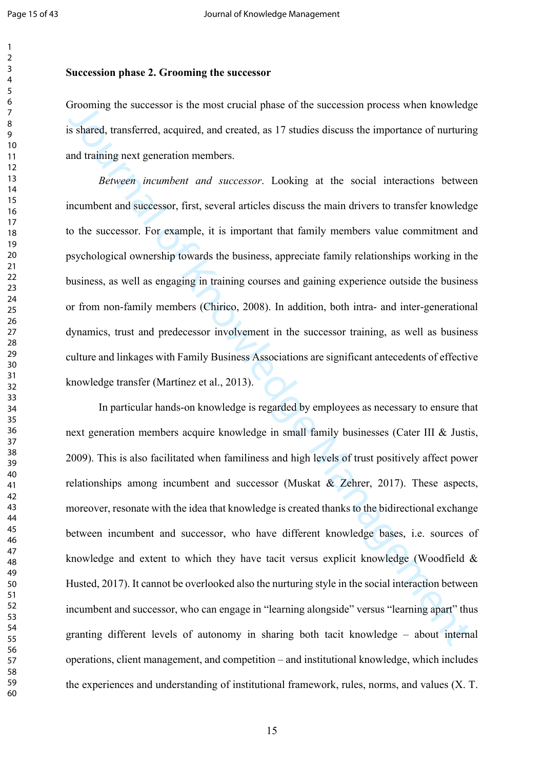**Succession phase 2. Grooming the successor**

Grooming the successor is the most crucial phase of the succession process when knowledge is shared, transferred, acquired, and created, as 17 studies discuss the importance of nurturing and training next generation members.

*Between incumbent and successor*. Looking at the social interactions between incumbent and successor, first, several articles discuss the main drivers to transfer knowledge to the successor. For example, it is important that family members value commitment and psychological ownership towards the business, appreciate family relationships working in the business, as well as engaging in training courses and gaining experience outside the business or from non-family members (Chirico, 2008). In addition, both intra- and inter-generational dynamics, trust and predecessor involvement in the successor training, as well as business culture and linkages with Family Business Associations are significant antecedents of effective knowledge transfer (Martínez et al., 2013).

In particular hands-on knowledge is regarded by employees as necessary to ensure that next generation members acquire knowledge in small family businesses (Cater III & Justis, 2009). This is also facilitated when familiness and high levels of trust positively affect power relationships among incumbent and successor (Muskat & Zehrer, 2017). These aspects, moreover, resonate with the idea that knowledge is created thanks to the bidirectional exchange between incumbent and successor, who have different knowledge bases, i.e. sources of knowledge and extent to which they have tacit versus explicit knowledge (Woodfield & Husted, 2017). It cannot be overlooked also the nurturing style in the social interaction between incumbent and successor, who can engage in "learning alongside" versus "learning apart" thus granting different levels of autonomy in sharing both tacit knowledge – about internal operations, client management, and competition – and institutional knowledge, which includes the experiences and understanding of institutional framework, rules, norms, and values (X. T.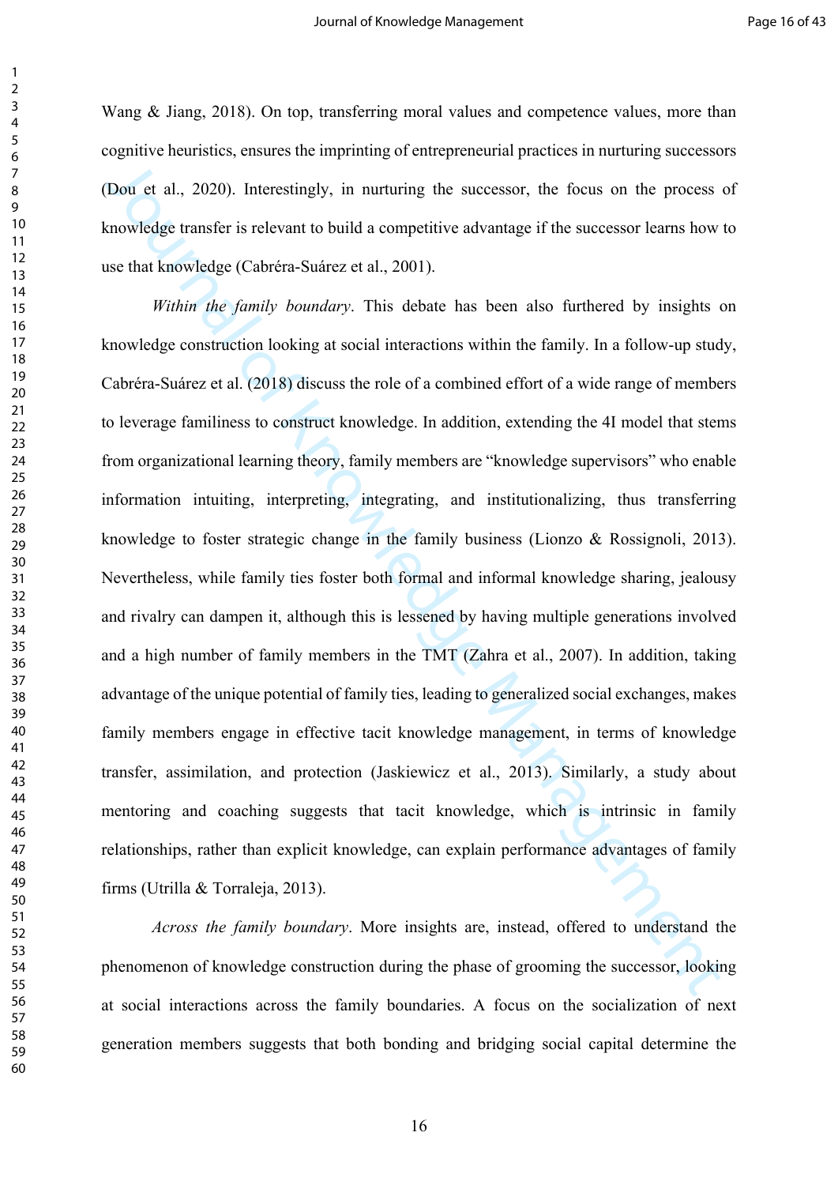Wang & Jiang, 2018). On top, transferring moral values and competence values, more than cognitive heuristics, ensures the imprinting of entrepreneurial practices in nurturing successors (Dou et al., 2020). Interestingly, in nurturing the successor, the focus on the process of knowledge transfer is relevant to build a competitive advantage if the successor learns how to use that knowledge (Cabréra-Suárez et al., 2001).

*Within the family boundary*. This debate has been also furthered by insights on knowledge construction looking at social interactions within the family. In a follow-up study, Cabréra-Suárez et al. (2018) discuss the role of a combined effort of a wide range of members to leverage familiness to construct knowledge. In addition, extending the 4I model that stems from organizational learning theory, family members are "knowledge supervisors" who enable information intuiting, interpreting, integrating, and institutionalizing, thus transferring knowledge to foster strategic change in the family business (Lionzo & Rossignoli, 2013). Nevertheless, while family ties foster both formal and informal knowledge sharing, jealousy and rivalry can dampen it, although this is lessened by having multiple generations involved and a high number of family members in the TMT (Zahra et al., 2007). In addition, taking advantage of the unique potential of family ties, leading to generalized social exchanges, makes family members engage in effective tacit knowledge management, in terms of knowledge transfer, assimilation, and protection (Jaskiewicz et al., 2013). Similarly, a study about mentoring and coaching suggests that tacit knowledge, which is intrinsic in family relationships, rather than explicit knowledge, can explain performance advantages of family firms (Utrilla & Torraleja, 2013).

*Across the family boundary*. More insights are, instead, offered to understand the phenomenon of knowledge construction during the phase of grooming the successor, looking at social interactions across the family boundaries. A focus on the socialization of next generation members suggests that both bonding and bridging social capital determine the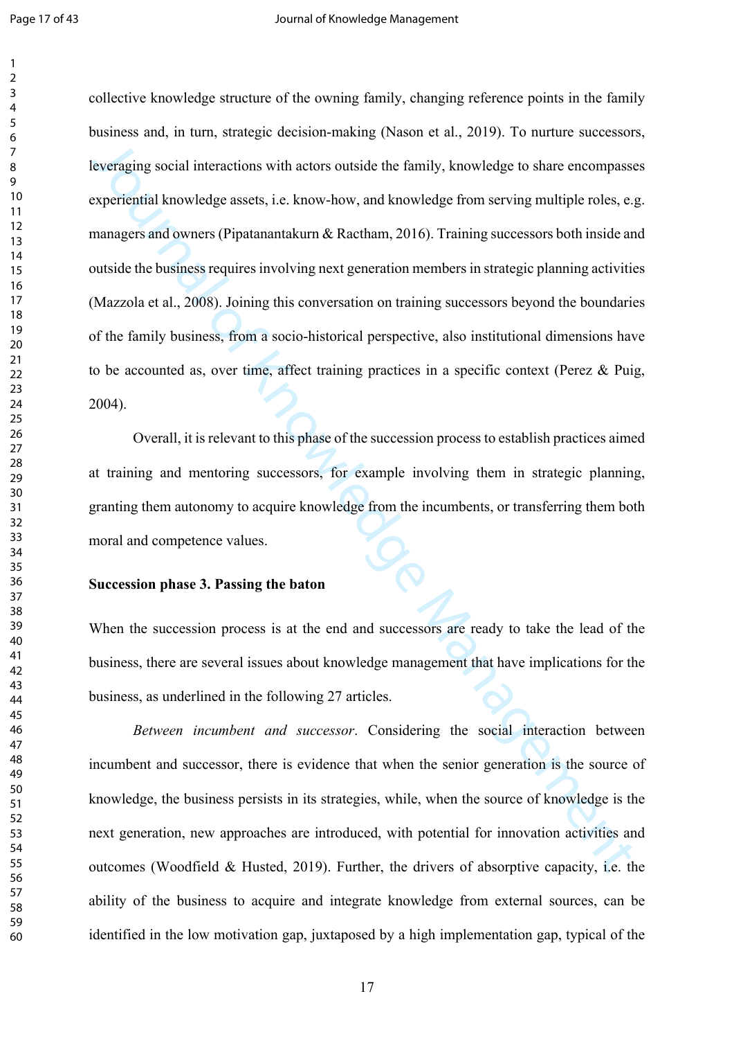collective knowledge structure of the owning family, changing reference points in the family business and, in turn, strategic decision-making (Nason et al., 2019). To nurture successors, leveraging social interactions with actors outside the family, knowledge to share encompasses experiential knowledge assets, i.e. know-how, and knowledge from serving multiple roles, e.g. managers and owners (Pipatanantakurn & Ractham, 2016). Training successors both inside and outside the business requires involving next generation members in strategic planning activities (Mazzola et al., 2008). Joining this conversation on training successors beyond the boundaries of the family business, from a socio-historical perspective, also institutional dimensions have to be accounted as, over time, affect training practices in a specific context (Perez & Puig, 2004).

Overall, it is relevant to this phase of the succession process to establish practices aimed at training and mentoring successors, for example involving them in strategic planning, granting them autonomy to acquire knowledge from the incumbents, or transferring them both moral and competence values.

**Succession phase 3. Passing the baton**

When the succession process is at the end and successors are ready to take the lead of the business, there are several issues about knowledge management that have implications for the business, as underlined in the following 27 articles.

*Between incumbent and successor*. Considering the social interaction between incumbent and successor, there is evidence that when the senior generation is the source of knowledge, the business persists in its strategies, while, when the source of knowledge is the next generation, new approaches are introduced, with potential for innovation activities and outcomes (Woodfield & Husted, 2019). Further, the drivers of absorptive capacity, i.e. the ability of the business to acquire and integrate knowledge from external sources, can be identified in the low motivation gap, juxtaposed by a high implementation gap, typical of the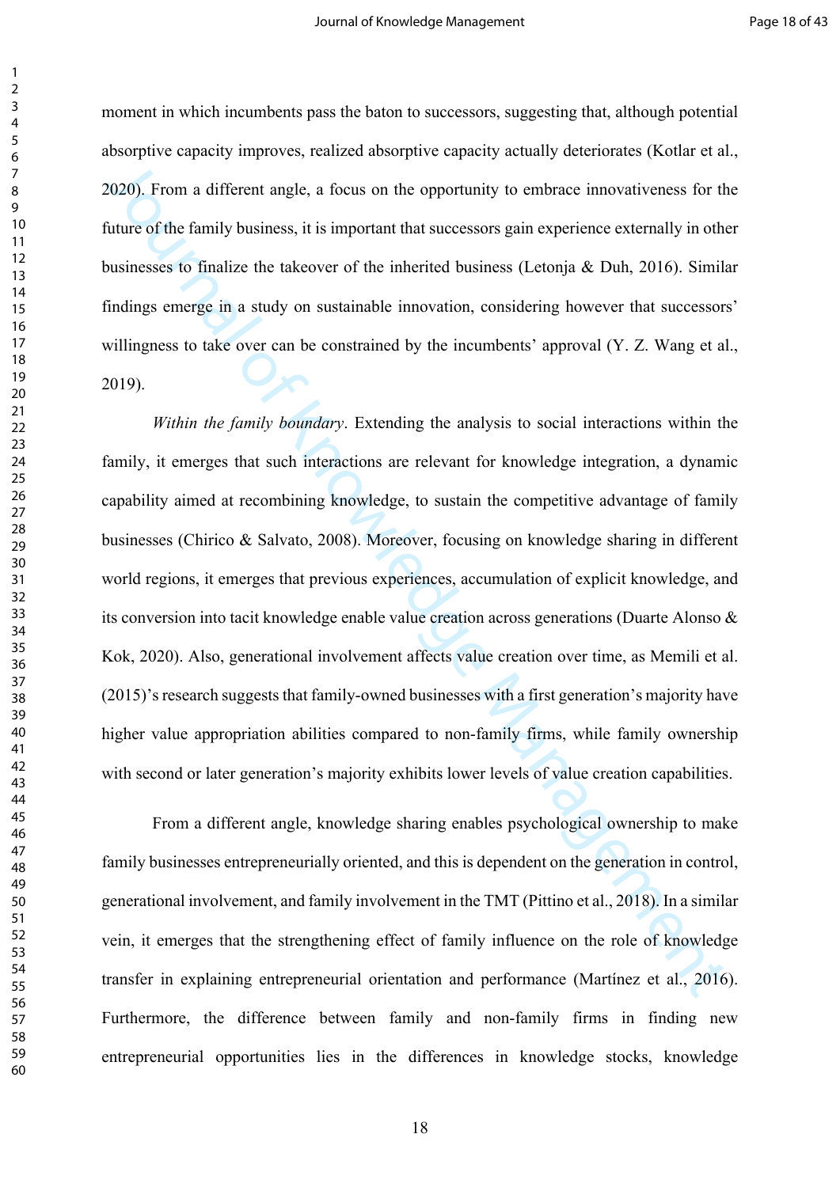moment in which incumbents pass the baton to successors, suggesting that, although potential absorptive capacity improves, realized absorptive capacity actually deteriorates (Kotlar et al., 2020). From a different angle, a focus on the opportunity to embrace innovativeness for the future of the family business, it is important that successors gain experience externally in other businesses to finalize the takeover of the inherited business (Letonja & Duh, 2016). Similar findings emerge in a study on sustainable innovation, considering however that successors' willingness to take over can be constrained by the incumbents' approval (Y. Z. Wang et al., 2019).

*Within the family boundary*. Extending the analysis to social interactions within the family, it emerges that such interactions are relevant for knowledge integration, a dynamic capability aimed at recombining knowledge, to sustain the competitive advantage of family businesses (Chirico & Salvato, 2008). Moreover, focusing on knowledge sharing in different world regions, it emerges that previous experiences, accumulation of explicit knowledge, and its conversion into tacit knowledge enable value creation across generations (Duarte Alonso & Kok, 2020). Also, generational involvement affects value creation over time, as Memili et al. (2015)'s research suggests that family-owned businesses with a first generation's majority have higher value appropriation abilities compared to non-family firms, while family ownership with second or later generation's majority exhibits lower levels of value creation capabilities.

From a different angle, knowledge sharing enables psychological ownership to make family businesses entrepreneurially oriented, and this is dependent on the generation in control, generational involvement, and family involvement in the TMT (Pittino et al., 2018). In a similar vein, it emerges that the strengthening effect of family influence on the role of knowledge transfer in explaining entrepreneurial orientation and performance (Martínez et al., 2016). Furthermore, the difference between family and non-family firms in finding new entrepreneurial opportunities lies in the differences in knowledge stocks, knowledge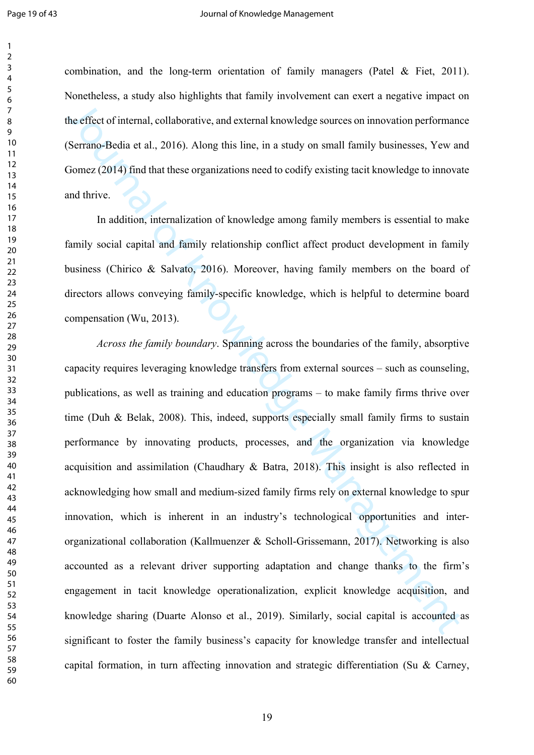combination, and the long-term orientation of family managers (Patel & Fiet, 2011). Nonetheless, a study also highlights that family involvement can exert a negative impact on the effect of internal, collaborative, and external knowledge sources on innovation performance (Serrano-Bedia et al., 2016). Along this line, in a study on small family businesses, Yew and Gomez (2014) find that these organizations need to codify existing tacit knowledge to innovate and thrive.

In addition, internalization of knowledge among family members is essential to make family social capital and family relationship conflict affect product development in family business (Chirico & Salvato, 2016). Moreover, having family members on the board of directors allows conveying family-specific knowledge, which is helpful to determine board compensation (Wu, 2013).

*Across the family boundary*. Spanning across the boundaries of the family, absorptive capacity requires leveraging knowledge transfers from external sources – such as counseling, publications, as well as training and education programs – to make family firms thrive over time (Duh & Belak, 2008). This, indeed, supports especially small family firms to sustain performance by innovating products, processes, and the organization via knowledge acquisition and assimilation (Chaudhary & Batra, 2018). This insight is also reflected in acknowledging how small and medium-sized family firms rely on external knowledge to spur innovation, which is inherent in an industry's technological opportunities and inter-organizational collaboration (Kallmuenzer & Scholl-Grissemann, 2017). Networking is also accounted as a relevant driver supporting adaptation and change thanks to the firm's engagement in tacit knowledge operationalization, explicit knowledge acquisition, and knowledge sharing (Duarte Alonso et al., 2019). Similarly, social capital is accounted as significant to foster the family business's capacity for knowledge transfer and intellectual capital formation, in turn affecting innovation and strategic differentiation (Su & Carney,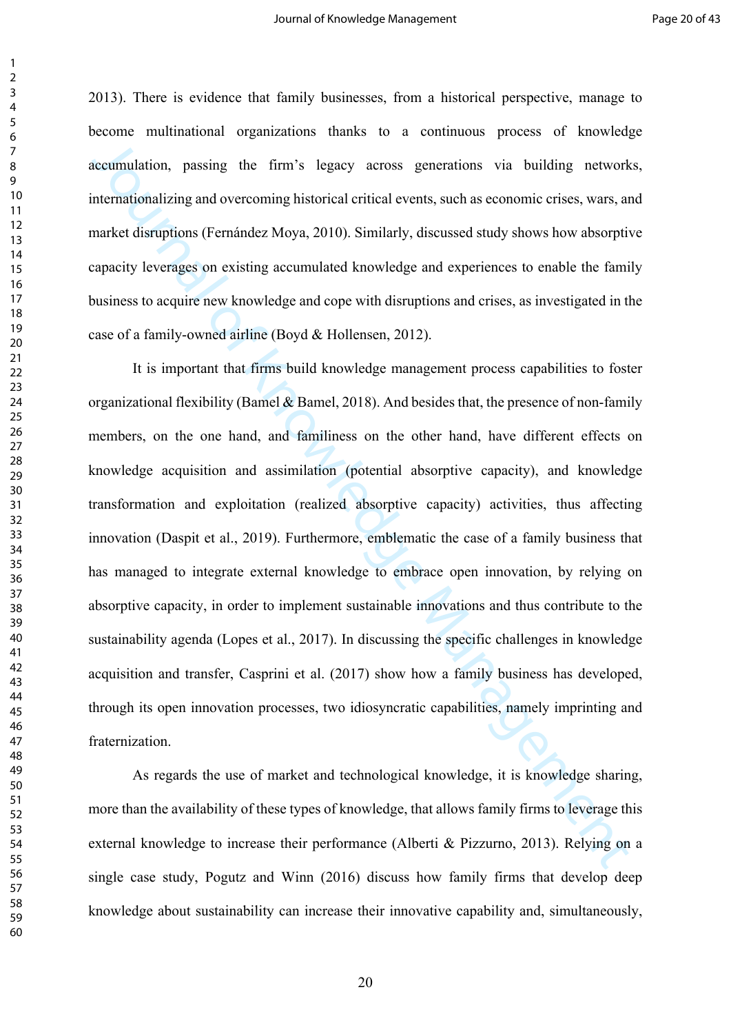2013). There is evidence that family businesses, from a historical perspective, manage to become multinational organizations thanks to a continuous process of knowledge accumulation, passing the firm's legacy across generations via building networks, internationalizing and overcoming historical critical events, such as economic crises, wars, and market disruptions (Fernández Moya, 2010). Similarly, discussed study shows how absorptive capacity leverages on existing accumulated knowledge and experiences to enable the family business to acquire new knowledge and cope with disruptions and crises, as investigated in the case of a family-owned airline (Boyd & Hollensen, 2012).

It is important that firms build knowledge management process capabilities to foster organizational flexibility (Bamel & Bamel, 2018). And besides that, the presence of non-family members, on the one hand, and familiness on the other hand, have different effects on knowledge acquisition and assimilation (potential absorptive capacity), and knowledge transformation and exploitation (realized absorptive capacity) activities, thus affecting innovation (Daspit et al., 2019). Furthermore, emblematic the case of a family business that has managed to integrate external knowledge to embrace open innovation, by relying on absorptive capacity, in order to implement sustainable innovations and thus contribute to the sustainability agenda (Lopes et al., 2017). In discussing the specific challenges in knowledge acquisition and transfer, Casprini et al. (2017) show how a family business has developed, through its open innovation processes, two idiosyncratic capabilities, namely imprinting and fraternization.

As regards the use of market and technological knowledge, it is knowledge sharing, more than the availability of these types of knowledge, that allows family firms to leverage this external knowledge to increase their performance (Alberti & Pizzurno, 2013). Relying on a single case study, Pogutz and Winn (2016) discuss how family firms that develop deep knowledge about sustainability can increase their innovative capability and, simultaneously,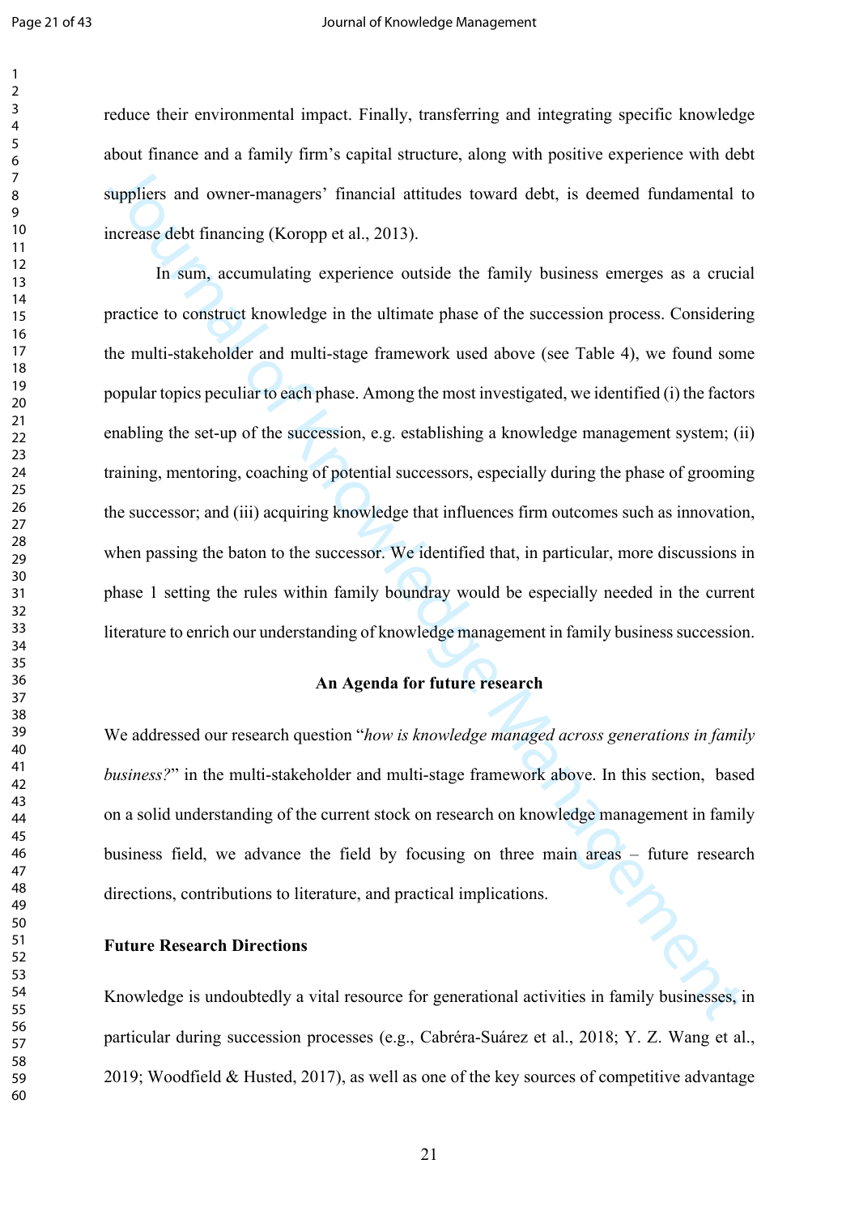reduce their environmental impact. Finally, transferring and integrating specific knowledge about finance and a family firm's capital structure, along with positive experience with debt suppliers and owner-managers' financial attitudes toward debt, is deemed fundamental to increase debt financing (Koropp et al., 2013).

In sum, accumulating experience outside the family business emerges as a crucial practice to construct knowledge in the ultimate phase of the succession process. Considering the multi-stakeholder and multi-stage framework used above (see Table 4), we found some popular topics peculiar to each phase. Among the most investigated, we identified (i) the factors enabling the set-up of the succession, e.g. establishing a knowledge management system; (ii) training, mentoring, coaching of potential successors, especially during the phase of grooming the successor; and (iii) acquiring knowledge that influences firm outcomes such as innovation, when passing the baton to the successor. We identified that, in particular, more discussions in phase 1 setting the rules within family boundray would be especially needed in the current literature to enrich our understanding of knowledge management in family business succession.

## An Agenda for future research

We addressed our research question "*how is knowledge managed across generations in family business?*" in the multi-stakeholder and multi-stage framework above. In this section, based on a solid understanding of the current stock on research on knowledge management in family business field, we advance the field by focusing on three main areas – future research directions, contributions to literature, and practical implications.

### Future Research Directions

Knowledge is undoubtedly a vital resource for generational activities in family businesses, in particular during succession processes (e.g., Cabréra-Suárez et al., 2018; Y. Z. Wang et al., 2019; Woodfield & Husted, 2017), as well as one of the key sources of competitive advantage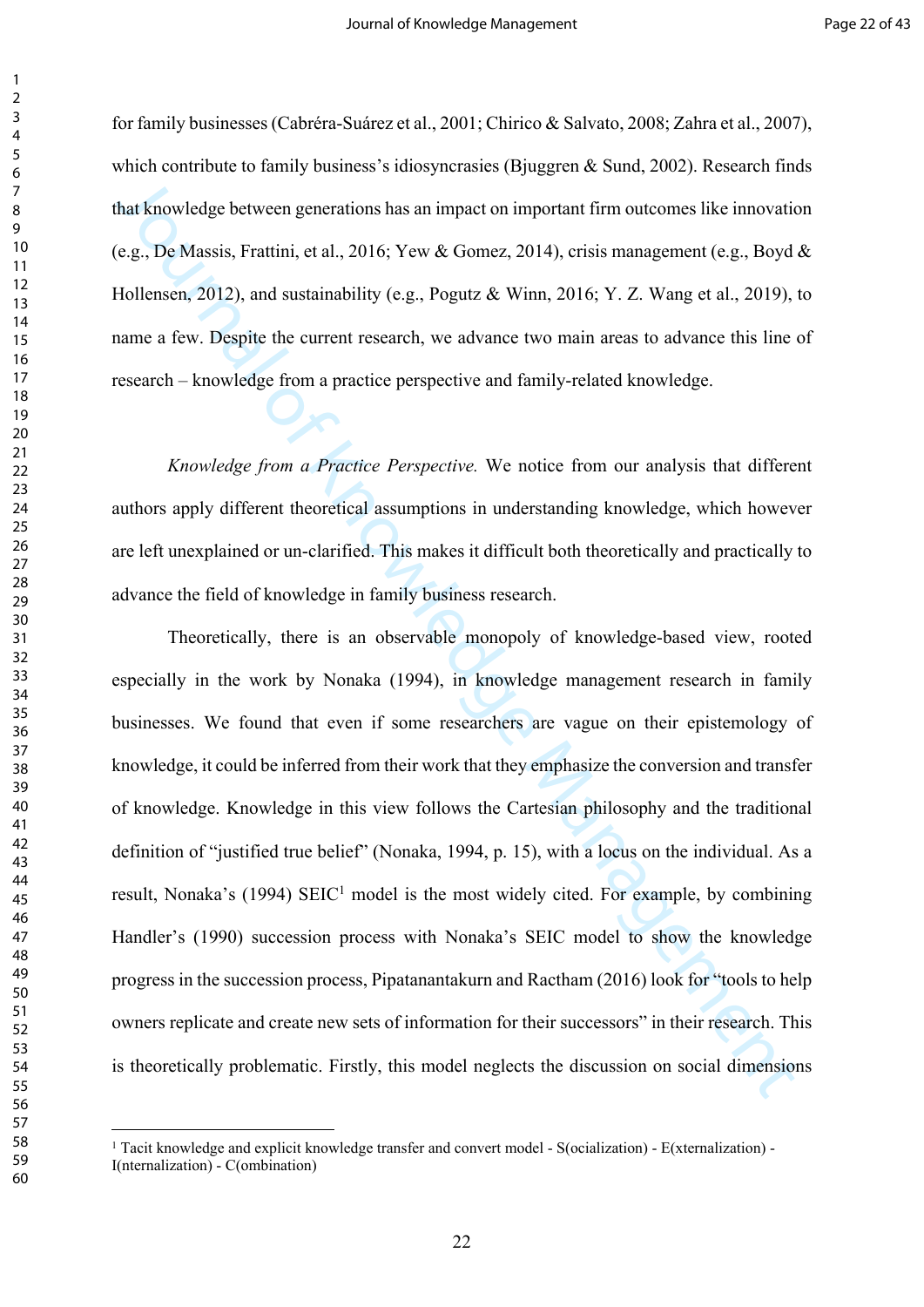for family businesses (Cabréra-Suárez et al., 2001; Chirico & Salvato, 2008; Zahra et al., 2007), which contribute to family business's idiosyncrasies (Bjuggren & Sund, 2002). Research finds that knowledge between generations has an impact on important firm outcomes like innovation (e.g., De Massis, Frattini, et al., 2016; Yew & Gomez, 2014), crisis management (e.g., Boyd & Hollensen, 2012), and sustainability (e.g., Pogutz & Winn, 2016; Y. Z. Wang et al., 2019), to name a few. Despite the current research, we advance two main areas to advance this line of research – knowledge from a practice perspective and family-related knowledge.

*Knowledge from a Practice Perspective.* We notice from our analysis that different authors apply different theoretical assumptions in understanding knowledge, which however are left unexplained or un-clarified. This makes it difficult both theoretically and practically to advance the field of knowledge in family business research.

Theoretically, there is an observable monopoly of knowledge-based view, rooted especially in the work by Nonaka (1994), in knowledge management research in family businesses. We found that even if some researchers are vague on their epistemology of knowledge, it could be inferred from their work that they emphasize the conversion and transfer of knowledge. Knowledge in this view follows the Cartesian philosophy and the traditional definition of "justified true belief" (Nonaka, 1994, p. 15), with a locus on the individual. As a result, Nonaka's (1994) SEIC[1] model is the most widely cited. For example, by combining Handler's (1990) succession process with Nonaka's SEIC model to show the knowledge progress in the succession process, Pipatanantakurn and Ractham (2016) look for "tools to help owners replicate and create new sets of information for their successors" in their research. This is theoretically problematic. Firstly, this model neglects the discussion on social dimensions

[1] Tacit knowledge and explicit knowledge transfer and convert model - S(ocialization) - E(xternalization) - I(nternalization) - C(ombination)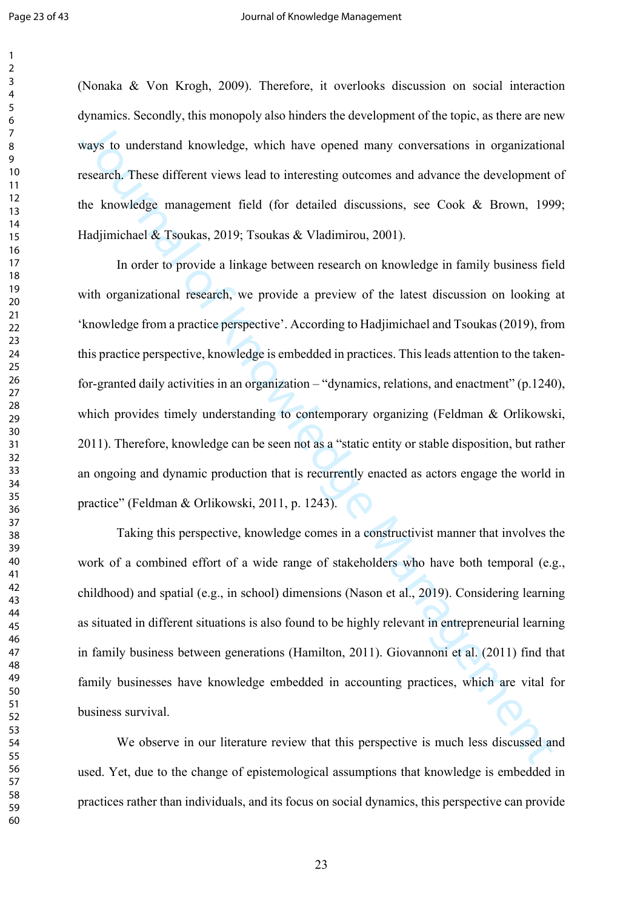(Nonaka & Von Krogh, 2009). Therefore, it overlooks discussion on social interaction dynamics. Secondly, this monopoly also hinders the development of the topic, as there are new ways to understand knowledge, which have opened many conversations in organizational research. These different views lead to interesting outcomes and advance the development of the knowledge management field (for detailed discussions, see Cook & Brown, 1999; Hadjimichael & Tsoukas, 2019; Tsoukas & Vladimirou, 2001).

In order to provide a linkage between research on knowledge in family business field with organizational research, we provide a preview of the latest discussion on looking at 'knowledge from a practice perspective'. According to Hadjimichael and Tsoukas (2019), from this practice perspective, knowledge is embedded in practices. This leads attention to the taken-for-granted daily activities in an organization – "dynamics, relations, and enactment" (p.1240), which provides timely understanding to contemporary organizing (Feldman & Orlikowski, 2011). Therefore, knowledge can be seen not as a "static entity or stable disposition, but rather an ongoing and dynamic production that is recurrently enacted as actors engage the world in practice" (Feldman & Orlikowski, 2011, p. 1243).

Taking this perspective, knowledge comes in a constructivist manner that involves the work of a combined effort of a wide range of stakeholders who have both temporal (e.g., childhood) and spatial (e.g., in school) dimensions (Nason et al., 2019). Considering learning as situated in different situations is also found to be highly relevant in entrepreneurial learning in family business between generations (Hamilton, 2011). Giovannoni et al. (2011) find that family businesses have knowledge embedded in accounting practices, which are vital for business survival.

We observe in our literature review that this perspective is much less discussed and used. Yet, due to the change of epistemological assumptions that knowledge is embedded in practices rather than individuals, and its focus on social dynamics, this perspective can provide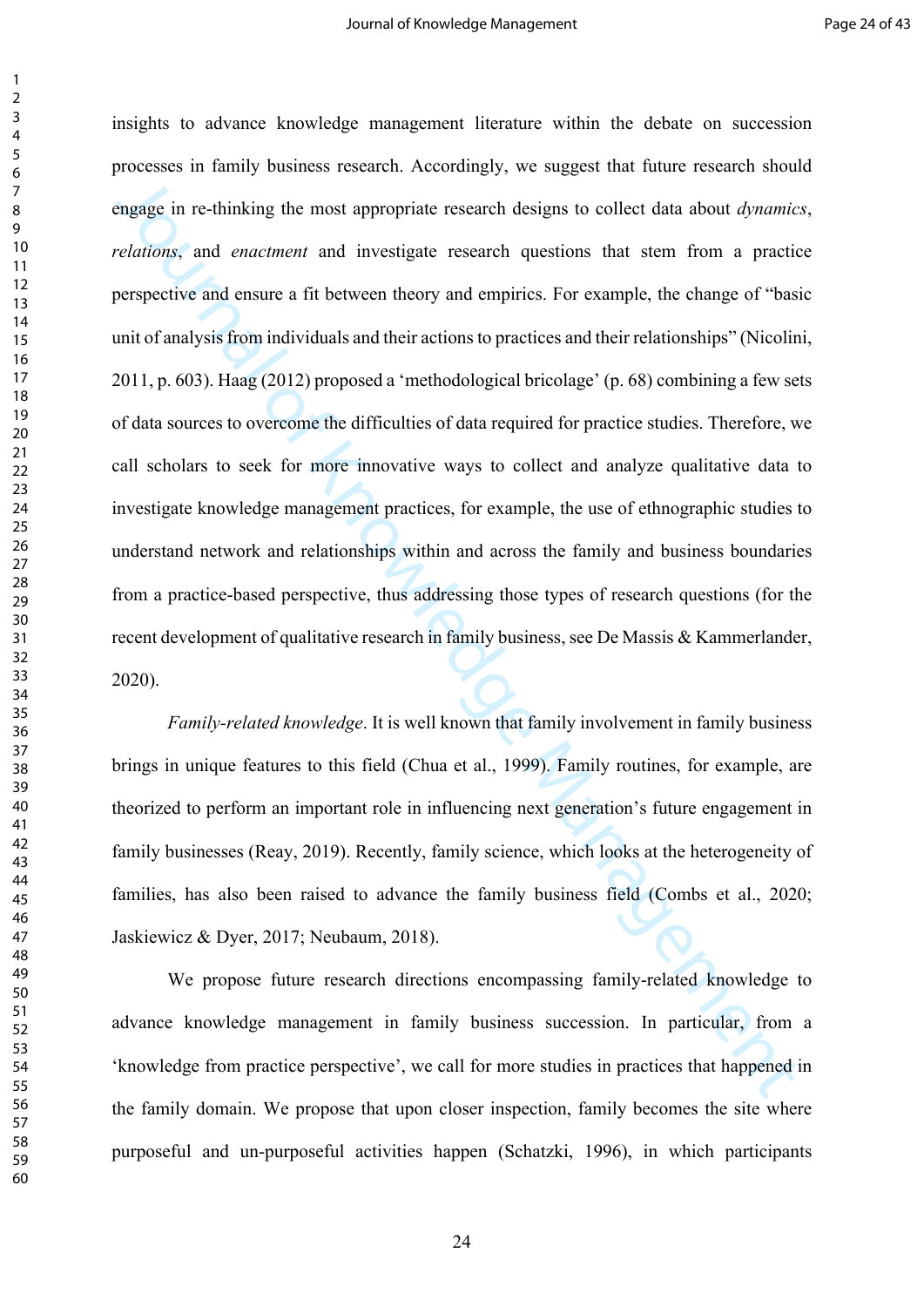insights to advance knowledge management literature within the debate on succession processes in family business research. Accordingly, we suggest that future research should engage in re-thinking the most appropriate research designs to collect data about *dynamics*, *relations*, and *enactment* and investigate research questions that stem from a practice perspective and ensure a fit between theory and empirics. For example, the change of "basic unit of analysis from individuals and their actions to practices and their relationships" (Nicolini, 2011, p. 603). Haag (2012) proposed a 'methodological bricolage' (p. 68) combining a few sets of data sources to overcome the difficulties of data required for practice studies. Therefore, we call scholars to seek for more innovative ways to collect and analyze qualitative data to investigate knowledge management practices, for example, the use of ethnographic studies to understand network and relationships within and across the family and business boundaries from a practice-based perspective, thus addressing those types of research questions (for the recent development of qualitative research in family business, see De Massis & Kammerlander, 2020).

*Family-related knowledge*. It is well known that family involvement in family business brings in unique features to this field (Chua et al., 1999). Family routines, for example, are theorized to perform an important role in influencing next generation's future engagement in family businesses (Reay, 2019). Recently, family science, which looks at the heterogeneity of families, has also been raised to advance the family business field (Combs et al., 2020; Jaskiewicz & Dyer, 2017; Neubaum, 2018).

We propose future research directions encompassing family-related knowledge to advance knowledge management in family business succession. In particular, from a 'knowledge from practice perspective', we call for more studies in practices that happened in the family domain. We propose that upon closer inspection, family becomes the site where purposeful and un-purposeful activities happen (Schatzki, 1996), in which participants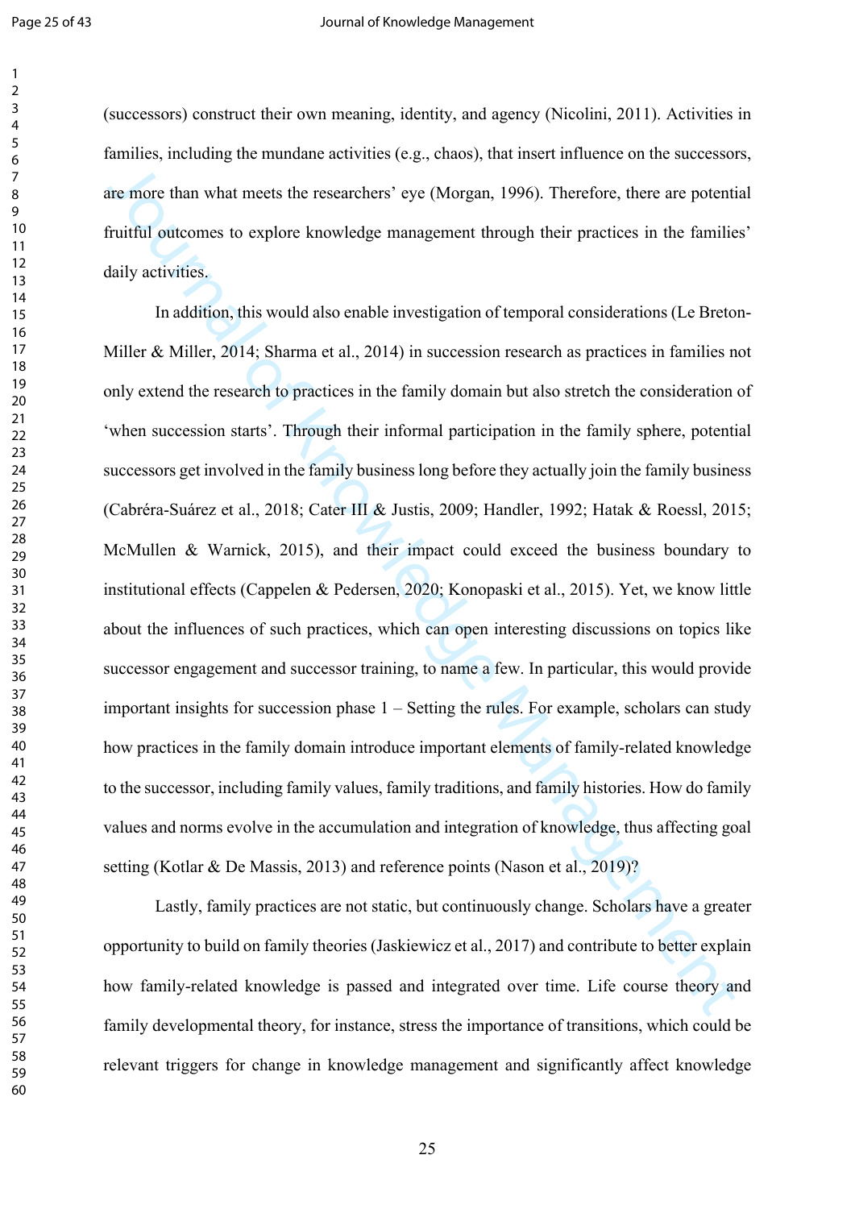(successors) construct their own meaning, identity, and agency (Nicolini, 2011). Activities in families, including the mundane activities (e.g., chaos), that insert influence on the successors, are more than what meets the researchers' eye (Morgan, 1996). Therefore, there are potential fruitful outcomes to explore knowledge management through their practices in the families' daily activities.

In addition, this would also enable investigation of temporal considerations (Le Breton-Miller & Miller, 2014; Sharma et al., 2014) in succession research as practices in families not only extend the research to practices in the family domain but also stretch the consideration of 'when succession starts'. Through their informal participation in the family sphere, potential successors get involved in the family business long before they actually join the family business (Cabréra-Suárez et al., 2018; Cater III & Justis, 2009; Handler, 1992; Hatak & Roessl, 2015; McMullen & Warnick, 2015), and their impact could exceed the business boundary to institutional effects (Cappelen & Pedersen, 2020; Konopaski et al., 2015). Yet, we know little about the influences of such practices, which can open interesting discussions on topics like successor engagement and successor training, to name a few. In particular, this would provide important insights for succession phase 1 – Setting the rules. For example, scholars can study how practices in the family domain introduce important elements of family-related knowledge to the successor, including family values, family traditions, and family histories. How do family values and norms evolve in the accumulation and integration of knowledge, thus affecting goal setting (Kotlar & De Massis, 2013) and reference points (Nason et al., 2019)?

Lastly, family practices are not static, but continuously change. Scholars have a greater opportunity to build on family theories (Jaskiewicz et al., 2017) and contribute to better explain how family-related knowledge is passed and integrated over time. Life course theory and family developmental theory, for instance, stress the importance of transitions, which could be relevant triggers for change in knowledge management and significantly affect knowledge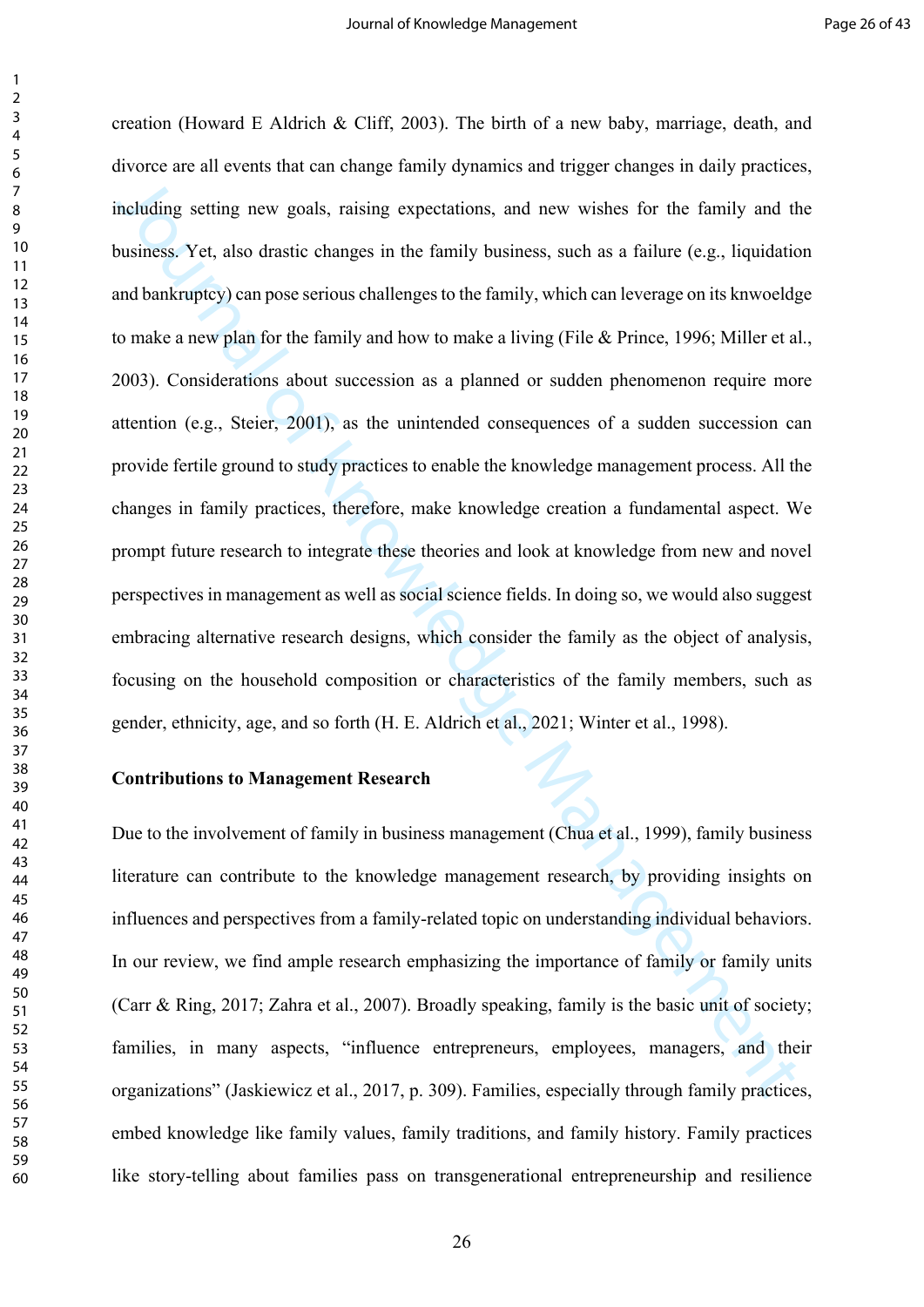creation (Howard E Aldrich & Cliff, 2003). The birth of a new baby, marriage, death, and divorce are all events that can change family dynamics and trigger changes in daily practices, including setting new goals, raising expectations, and new wishes for the family and the business. Yet, also drastic changes in the family business, such as a failure (e.g., liquidation and bankruptcy) can pose serious challenges to the family, which can leverage on its knwoeldge to make a new plan for the family and how to make a living (File & Prince, 1996; Miller et al., 2003). Considerations about succession as a planned or sudden phenomenon require more attention (e.g., Steier, 2001), as the unintended consequences of a sudden succession can provide fertile ground to study practices to enable the knowledge management process. All the changes in family practices, therefore, make knowledge creation a fundamental aspect. We prompt future research to integrate these theories and look at knowledge from new and novel perspectives in management as well as social science fields. In doing so, we would also suggest embracing alternative research designs, which consider the family as the object of analysis, focusing on the household composition or characteristics of the family members, such as gender, ethnicity, age, and so forth (H. E. Aldrich et al., 2021; Winter et al., 1998).

**Contributions to Management Research**

Due to the involvement of family in business management (Chua et al., 1999), family business literature can contribute to the knowledge management research, by providing insights on influences and perspectives from a family-related topic on understanding individual behaviors. In our review, we find ample research emphasizing the importance of family or family units (Carr & Ring, 2017; Zahra et al., 2007). Broadly speaking, family is the basic unit of society; families, in many aspects, "influence entrepreneurs, employees, managers, and their organizations" (Jaskiewicz et al., 2017, p. 309). Families, especially through family practices, embed knowledge like family values, family traditions, and family history. Family practices like story-telling about families pass on transgenerational entrepreneurship and resilience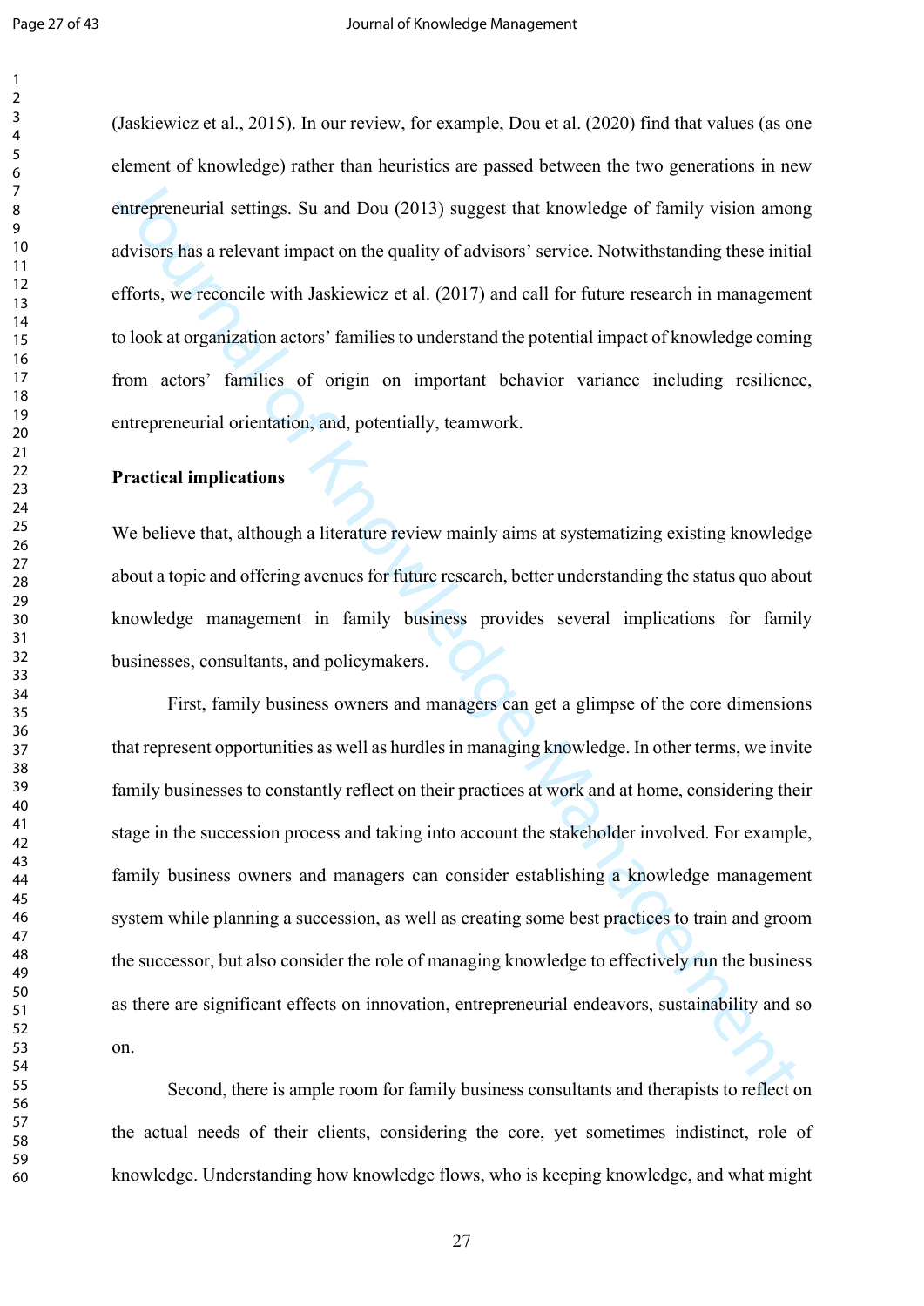(Jaskiewicz et al., 2015). In our review, for example, Dou et al. (2020) find that values (as one element of knowledge) rather than heuristics are passed between the two generations in new entrepreneurial settings. Su and Dou (2013) suggest that knowledge of family vision among advisors has a relevant impact on the quality of advisors' service. Notwithstanding these initial efforts, we reconcile with Jaskiewicz et al. (2017) and call for future research in management to look at organization actors' families to understand the potential impact of knowledge coming from actors' families of origin on important behavior variance including resilience, entrepreneurial orientation, and, potentially, teamwork.

**Practical implications**

We believe that, although a literature review mainly aims at systematizing existing knowledge about a topic and offering avenues for future research, better understanding the status quo about knowledge management in family business provides several implications for family businesses, consultants, and policymakers.

First, family business owners and managers can get a glimpse of the core dimensions that represent opportunities as well as hurdles in managing knowledge. In other terms, we invite family businesses to constantly reflect on their practices at work and at home, considering their stage in the succession process and taking into account the stakeholder involved. For example, family business owners and managers can consider establishing a knowledge management system while planning a succession, as well as creating some best practices to train and groom the successor, but also consider the role of managing knowledge to effectively run the business as there are significant effects on innovation, entrepreneurial endeavors, sustainability and so on.

Second, there is ample room for family business consultants and therapists to reflect on the actual needs of their clients, considering the core, yet sometimes indistinct, role of knowledge. Understanding how knowledge flows, who is keeping knowledge, and what might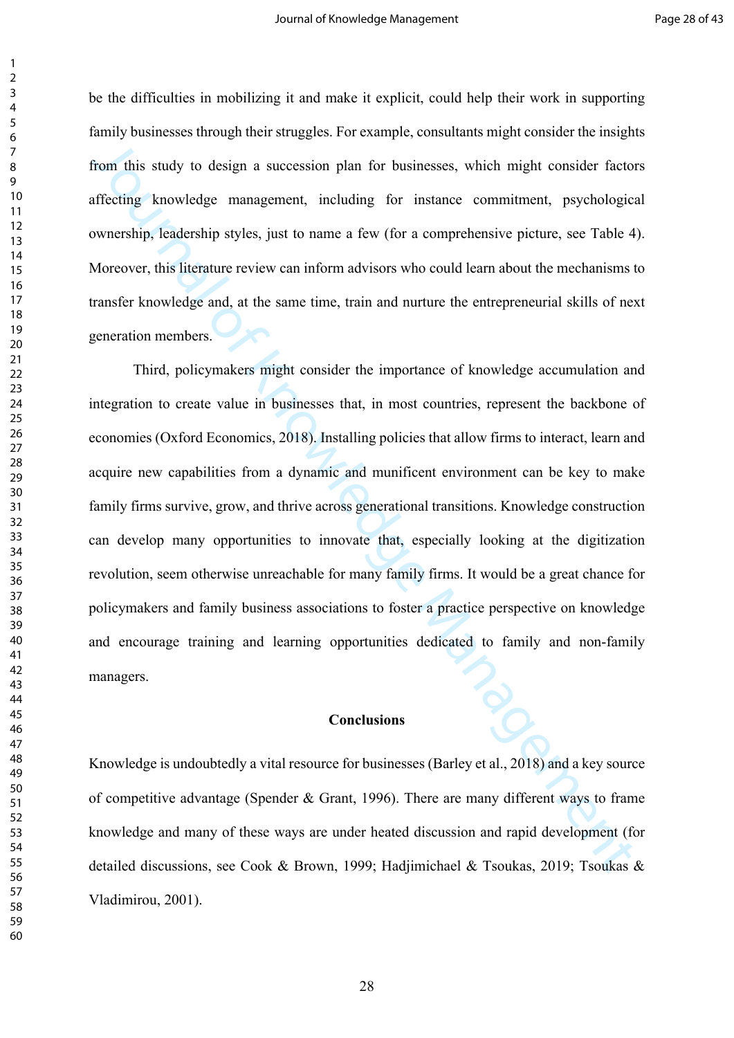be the difficulties in mobilizing it and make it explicit, could help their work in supporting family businesses through their struggles. For example, consultants might consider the insights from this study to design a succession plan for businesses, which might consider factors affecting knowledge management, including for instance commitment, psychological ownership, leadership styles, just to name a few (for a comprehensive picture, see Table 4). Moreover, this literature review can inform advisors who could learn about the mechanisms to transfer knowledge and, at the same time, train and nurture the entrepreneurial skills of next generation members.

Third, policymakers might consider the importance of knowledge accumulation and integration to create value in businesses that, in most countries, represent the backbone of economies (Oxford Economics, 2018). Installing policies that allow firms to interact, learn and acquire new capabilities from a dynamic and munificent environment can be key to make family firms survive, grow, and thrive across generational transitions. Knowledge construction can develop many opportunities to innovate that, especially looking at the digitization revolution, seem otherwise unreachable for many family firms. It would be a great chance for policymakers and family business associations to foster a practice perspective on knowledge and encourage training and learning opportunities dedicated to family and non-family managers.

## Conclusions

Knowledge is undoubtedly a vital resource for businesses (Barley et al., 2018) and a key source of competitive advantage (Spender & Grant, 1996). There are many different ways to frame knowledge and many of these ways are under heated discussion and rapid development (for detailed discussions, see Cook & Brown, 1999; Hadjimichael & Tsoukas, 2019; Tsoukas & Vladimirou, 2001).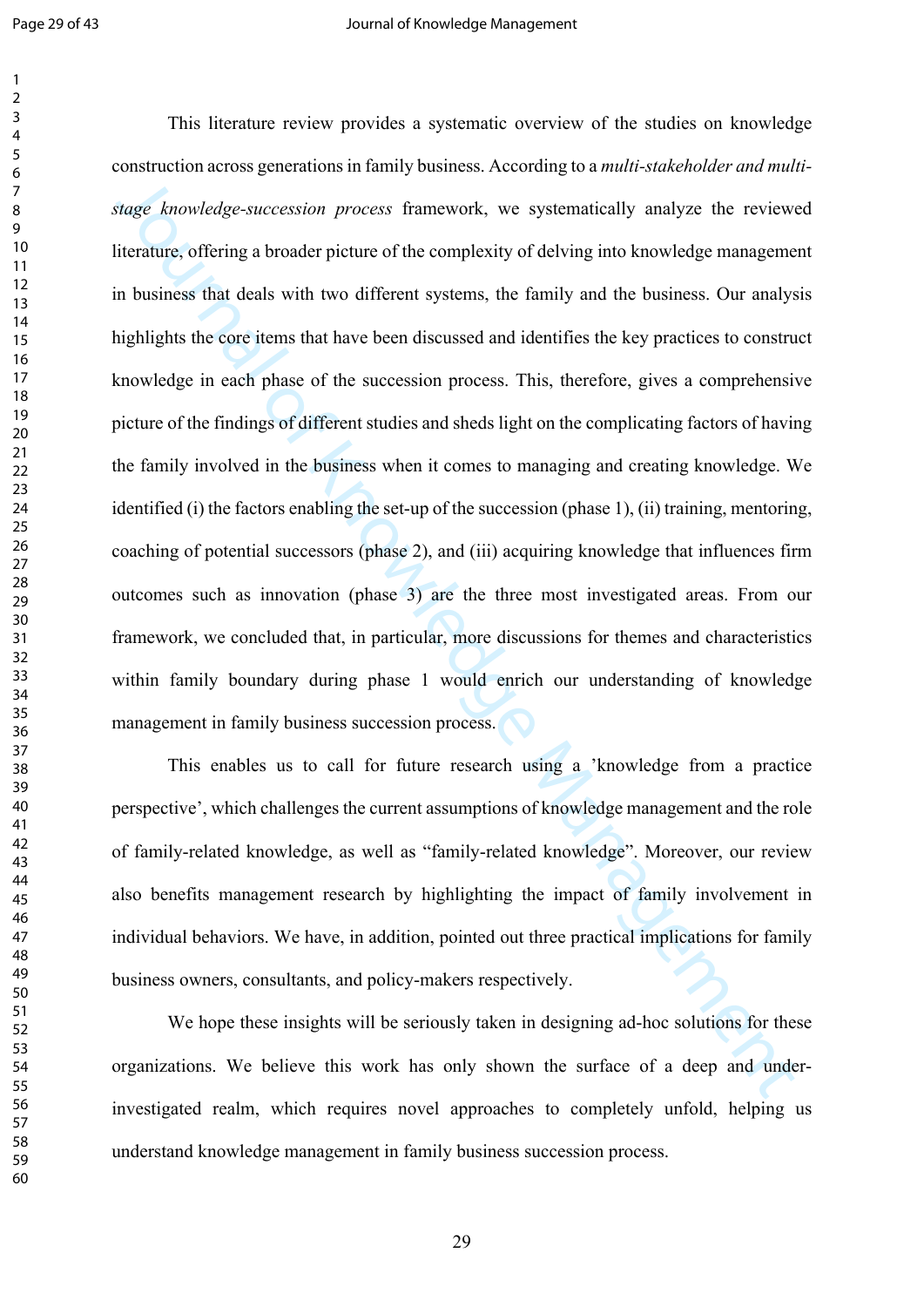This literature review provides a systematic overview of the studies on knowledge construction across generations in family business. According to a *multi-stakeholder and multi-stage knowledge-succession process* framework, we systematically analyze the reviewed literature, offering a broader picture of the complexity of delving into knowledge management in business that deals with two different systems, the family and the business. Our analysis highlights the core items that have been discussed and identifies the key practices to construct knowledge in each phase of the succession process. This, therefore, gives a comprehensive picture of the findings of different studies and sheds light on the complicating factors of having the family involved in the business when it comes to managing and creating knowledge. We identified (i) the factors enabling the set-up of the succession (phase 1), (ii) training, mentoring, coaching of potential successors (phase 2), and (iii) acquiring knowledge that influences firm outcomes such as innovation (phase 3) are the three most investigated areas. From our framework, we concluded that, in particular, more discussions for themes and characteristics within family boundary during phase 1 would enrich our understanding of knowledge management in family business succession process.

This enables us to call for future research using a 'knowledge from a practice perspective', which challenges the current assumptions of knowledge management and the role of family-related knowledge, as well as "family-related knowledge". Moreover, our review also benefits management research by highlighting the impact of family involvement in individual behaviors. We have, in addition, pointed out three practical implications for family business owners, consultants, and policy-makers respectively.

We hope these insights will be seriously taken in designing ad-hoc solutions for these organizations. We believe this work has only shown the surface of a deep and under-investigated realm, which requires novel approaches to completely unfold, helping us understand knowledge management in family business succession process.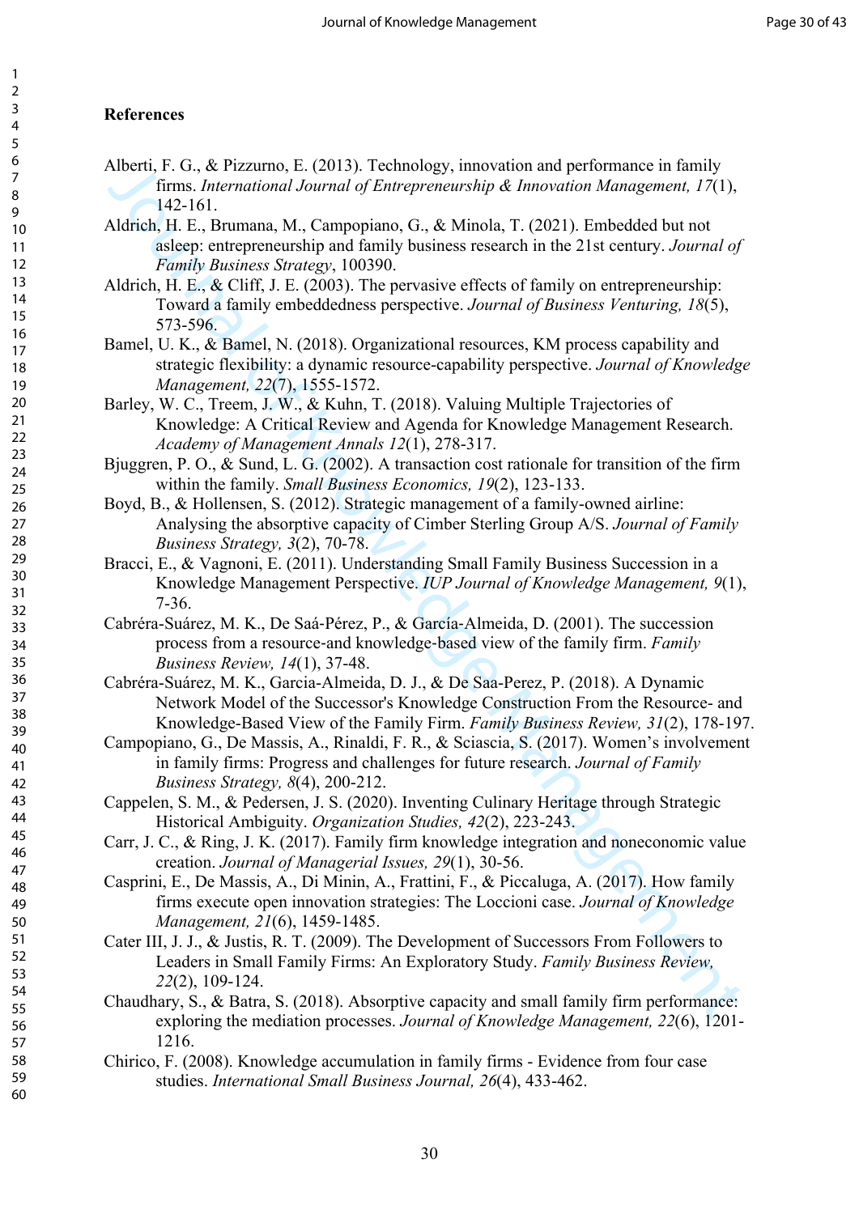## References

Alberti, F. G., & Pizzurno, E. (2013). Technology, innovation and performance in family firms. *International Journal of Entrepreneurship & Innovation Management, 17*(1), 142-161.

Aldrich, H. E., Brumana, M., Campopiano, G., & Minola, T. (2021). Embedded but not asleep: entrepreneurship and family business research in the 21st century. *Journal of Family Business Strategy*, 100390.

Aldrich, H. E., & Cliff, J. E. (2003). The pervasive effects of family on entrepreneurship: Toward a family embeddedness perspective. *Journal of Business Venturing, 18*(5), 573-596.

Bamel, U. K., & Bamel, N. (2018). Organizational resources, KM process capability and strategic flexibility: a dynamic resource-capability perspective. *Journal of Knowledge Management, 22*(7), 1555-1572.

Barley, W. C., Treem, J. W., & Kuhn, T. (2018). Valuing Multiple Trajectories of Knowledge: A Critical Review and Agenda for Knowledge Management Research. *Academy of Management Annals 12*(1), 278-317.

Bjuggren, P. O., & Sund, L. G. (2002). A transaction cost rationale for transition of the firm within the family. *Small Business Economics, 19*(2), 123-133.

Boyd, B., & Hollensen, S. (2012). Strategic management of a family-owned airline: Analysing the absorptive capacity of Cimber Sterling Group A/S. *Journal of Family Business Strategy, 3*(2), 70-78.

Bracci, E., & Vagnoni, E. (2011). Understanding Small Family Business Succession in a Knowledge Management Perspective. *IUP Journal of Knowledge Management, 9*(1), 7-36.

Cabréra-Suárez, M. K., De Saá-Pérez, P., & García-Almeida, D. (2001). The succession process from a resource-and knowledge-based view of the family firm. *Family Business Review, 14*(1), 37-48.

Cabréra-Suárez, M. K., Garcia-Almeida, D. J., & De Saa-Perez, P. (2018). A Dynamic Network Model of the Successor's Knowledge Construction From the Resource- and Knowledge-Based View of the Family Firm. *Family Business Review, 31*(2), 178-197.

Campopiano, G., De Massis, A., Rinaldi, F. R., & Sciascia, S. (2017). Women's involvement in family firms: Progress and challenges for future research. *Journal of Family Business Strategy, 8*(4), 200-212.

Cappelen, S. M., & Pedersen, J. S. (2020). Inventing Culinary Heritage through Strategic Historical Ambiguity. *Organization Studies, 42*(2), 223-243.

Carr, J. C., & Ring, J. K. (2017). Family firm knowledge integration and noneconomic value creation. *Journal of Managerial Issues, 29*(1), 30-56.

Casprini, E., De Massis, A., Di Minin, A., Frattini, F., & Piccaluga, A. (2017). How family firms execute open innovation strategies: The Loccioni case. *Journal of Knowledge Management, 21*(6), 1459-1485.

Cater III, J. J., & Justis, R. T. (2009). The Development of Successors From Followers to Leaders in Small Family Firms: An Exploratory Study. *Family Business Review, 22*(2), 109-124.

Chaudhary, S., & Batra, S. (2018). Absorptive capacity and small family firm performance: exploring the mediation processes. *Journal of Knowledge Management, 22*(6), 1201-1216.

Chirico, F. (2008). Knowledge accumulation in family firms - Evidence from four case studies. *International Small Business Journal, 26*(4), 433-462.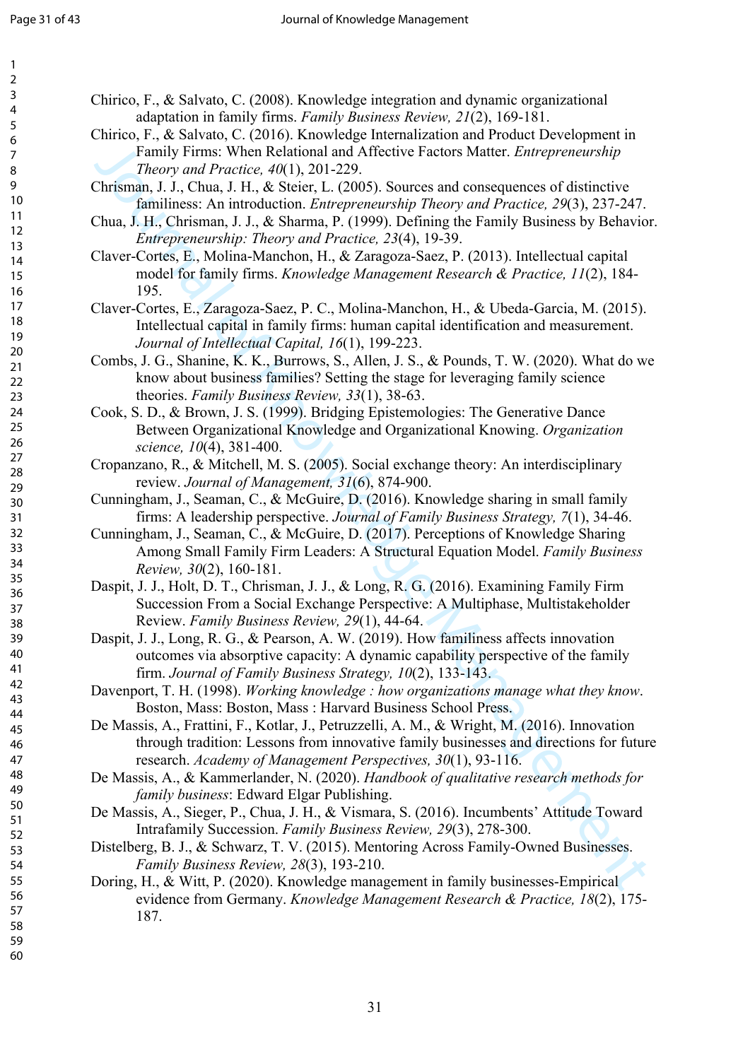Chirico, F., & Salvato, C. (2008). Knowledge integration and dynamic organizational adaptation in family firms. *Family Business Review, 21*(2), 169-181.

Chirico, F., & Salvato, C. (2016). Knowledge Internalization and Product Development in Family Firms: When Relational and Affective Factors Matter. *Entrepreneurship Theory and Practice, 40*(1), 201-229.

Chrisman, J. J., Chua, J. H., & Steier, L. (2005). Sources and consequences of distinctive familiness: An introduction. *Entrepreneurship Theory and Practice, 29*(3), 237-247.

Chua, J. H., Chrisman, J. J., & Sharma, P. (1999). Defining the Family Business by Behavior. *Entrepreneurship: Theory and Practice, 23*(4), 19-39.

Claver-Cortes, E., Molina-Manchon, H., & Zaragoza-Saez, P. (2013). Intellectual capital model for family firms. *Knowledge Management Research & Practice, 11*(2), 184-195.

Claver-Cortes, E., Zaragoza-Saez, P. C., Molina-Manchon, H., & Ubeda-Garcia, M. (2015). Intellectual capital in family firms: human capital identification and measurement. *Journal of Intellectual Capital, 16*(1), 199-223.

Combs, J. G., Shanine, K. K., Burrows, S., Allen, J. S., & Pounds, T. W. (2020). What do we know about business families? Setting the stage for leveraging family science theories. *Family Business Review, 33*(1), 38-63.

Cook, S. D., & Brown, J. S. (1999). Bridging Epistemologies: The Generative Dance Between Organizational Knowledge and Organizational Knowing. *Organization science, 10*(4), 381-400.

Cropanzano, R., & Mitchell, M. S. (2005). Social exchange theory: An interdisciplinary review. *Journal of Management, 31*(6), 874-900.

Cunningham, J., Seaman, C., & McGuire, D. (2016). Knowledge sharing in small family firms: A leadership perspective. *Journal of Family Business Strategy, 7*(1), 34-46.

Cunningham, J., Seaman, C., & McGuire, D. (2017). Perceptions of Knowledge Sharing Among Small Family Firm Leaders: A Structural Equation Model. *Family Business Review, 30*(2), 160-181.

Daspit, J. J., Holt, D. T., Chrisman, J. J., & Long, R. G. (2016). Examining Family Firm Succession From a Social Exchange Perspective: A Multiphase, Multistakeholder Review. *Family Business Review, 29*(1), 44-64.

Daspit, J. J., Long, R. G., & Pearson, A. W. (2019). How familiness affects innovation outcomes via absorptive capacity: A dynamic capability perspective of the family firm. *Journal of Family Business Strategy, 10*(2), 133-143.

Davenport, T. H. (1998). *Working knowledge : how organizations manage what they know*. Boston, Mass: Boston, Mass : Harvard Business School Press.

De Massis, A., Frattini, F., Kotlar, J., Petruzzelli, A. M., & Wright, M. (2016). Innovation through tradition: Lessons from innovative family businesses and directions for future research. *Academy of Management Perspectives, 30*(1), 93-116.

De Massis, A., & Kammerlander, N. (2020). *Handbook of qualitative research methods for family business*: Edward Elgar Publishing.

De Massis, A., Sieger, P., Chua, J. H., & Vismara, S. (2016). Incumbents' Attitude Toward Intrafamily Succession. *Family Business Review, 29*(3), 278-300.

Distelberg, B. J., & Schwarz, T. V. (2015). Mentoring Across Family-Owned Businesses. *Family Business Review, 28*(3), 193-210.

Doring, H., & Witt, P. (2020). Knowledge management in family businesses-Empirical evidence from Germany. *Knowledge Management Research & Practice, 18*(2), 175-187.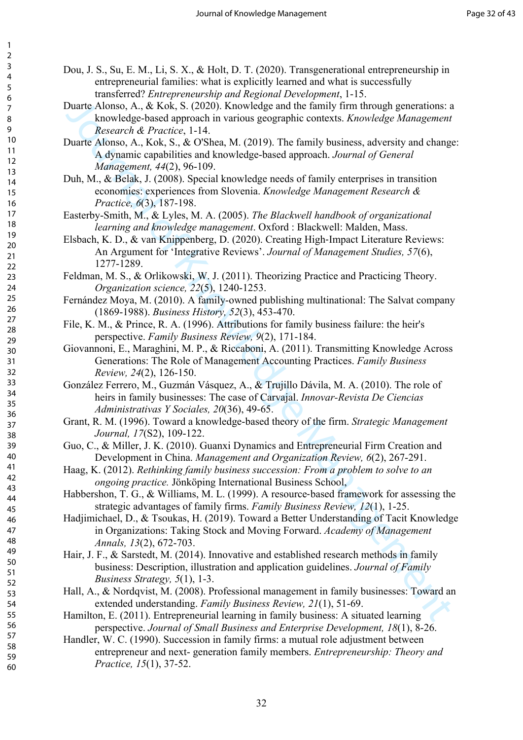Dou, J. S., Su, E. M., Li, S. X., & Holt, D. T. (2020). Transgenerational entrepreneurship in entrepreneurial families: what is explicitly learned and what is successfully transferred? *Entrepreneurship and Regional Development*, 1-15.

Duarte Alonso, A., & Kok, S. (2020). Knowledge and the family firm through generations: a knowledge-based approach in various geographic contexts. *Knowledge Management Research & Practice*, 1-14.

Duarte Alonso, A., Kok, S., & O'Shea, M. (2019). The family business, adversity and change: A dynamic capabilities and knowledge-based approach. *Journal of General Management, 44*(2), 96-109.

Duh, M., & Belak, J. (2008). Special knowledge needs of family enterprises in transition economies: experiences from Slovenia. *Knowledge Management Research & Practice, 6*(3), 187-198.

Easterby-Smith, M., & Lyles, M. A. (2005). *The Blackwell handbook of organizational learning and knowledge management*. Oxford : Blackwell: Malden, Mass.

Elsbach, K. D., & van Knippenberg, D. (2020). Creating High-Impact Literature Reviews: An Argument for 'Integrative Reviews'. *Journal of Management Studies, 57*(6), 1277-1289.

Feldman, M. S., & Orlikowski, W. J. (2011). Theorizing Practice and Practicing Theory. *Organization science, 22*(5), 1240-1253.

Fernández Moya, M. (2010). A family-owned publishing multinational: The Salvat company (1869-1988). *Business History, 52*(3), 453-470.

File, K. M., & Prince, R. A. (1996). Attributions for family business failure: the heir's perspective. *Family Business Review, 9*(2), 171-184.

Giovannoni, E., Maraghini, M. P., & Riccaboni, A. (2011). Transmitting Knowledge Across Generations: The Role of Management Accounting Practices. *Family Business Review, 24*(2), 126-150.

González Ferrero, M., Guzmán Vásquez, A., & Trujillo Dávila, M. A. (2010). The role of heirs in family businesses: The case of Carvajal. *Innovar-Revista De Ciencias Administrativas Y Sociales, 20*(36), 49-65.

Grant, R. M. (1996). Toward a knowledge-based theory of the firm. *Strategic Management Journal, 17*(S2), 109-122.

Guo, C., & Miller, J. K. (2010). Guanxi Dynamics and Entrepreneurial Firm Creation and Development in China. *Management and Organization Review, 6*(2), 267-291.

Haag, K. (2012). *Rethinking family business succession: From a problem to solve to an ongoing practice.* Jönköping International Business School.

Habbershon, T. G., & Williams, M. L. (1999). A resource-based framework for assessing the strategic advantages of family firms. *Family Business Review, 12*(1), 1-25.

Hadjimichael, D., & Tsoukas, H. (2019). Toward a Better Understanding of Tacit Knowledge in Organizations: Taking Stock and Moving Forward. *Academy of Management Annals, 13*(2), 672-703.

Hair, J. F., & Sarstedt, M. (2014). Innovative and established research methods in family business: Description, illustration and application guidelines. *Journal of Family Business Strategy, 5*(1), 1-3.

Hall, A., & Nordqvist, M. (2008). Professional management in family businesses: Toward an extended understanding. *Family Business Review, 21*(1), 51-69.

Hamilton, E. (2011). Entrepreneurial learning in family business: A situated learning perspective. *Journal of Small Business and Enterprise Development, 18*(1), 8-26.

Handler, W. C. (1990). Succession in family firms: a mutual role adjustment between entrepreneur and next- generation family members. *Entrepreneurship: Theory and Practice, 15*(1), 37-52.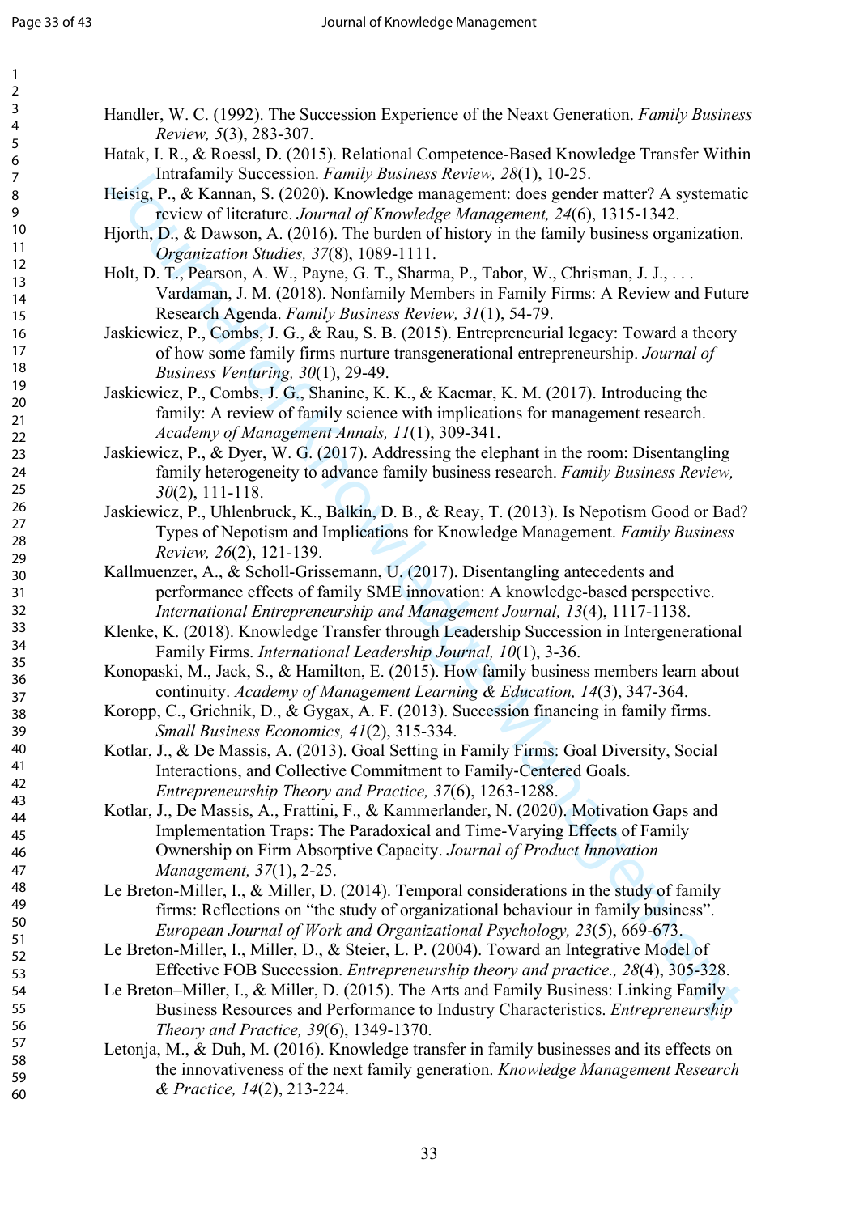Handler, W. C. (1992). The Succession Experience of the Neaxt Generation. *Family Business Review, 5*(3), 283-307.

Hatak, I. R., & Roessl, D. (2015). Relational Competence-Based Knowledge Transfer Within Intrafamily Succession. *Family Business Review, 28*(1), 10-25.

Heisig, P., & Kannan, S. (2020). Knowledge management: does gender matter? A systematic review of literature. *Journal of Knowledge Management, 24*(6), 1315-1342.

Hjorth, D., & Dawson, A. (2016). The burden of history in the family business organization. *Organization Studies, 37*(8), 1089-1111.

Holt, D. T., Pearson, A. W., Payne, G. T., Sharma, P., Tabor, W., Chrisman, J. J., . . . Vardaman, J. M. (2018). Nonfamily Members in Family Firms: A Review and Future Research Agenda. *Family Business Review, 31*(1), 54-79.

Jaskiewicz, P., Combs, J. G., & Rau, S. B. (2015). Entrepreneurial legacy: Toward a theory of how some family firms nurture transgenerational entrepreneurship. *Journal of Business Venturing, 30*(1), 29-49.

Jaskiewicz, P., Combs, J. G., Shanine, K. K., & Kacmar, K. M. (2017). Introducing the family: A review of family science with implications for management research. *Academy of Management Annals, 11*(1), 309-341.

Jaskiewicz, P., & Dyer, W. G. (2017). Addressing the elephant in the room: Disentangling family heterogeneity to advance family business research. *Family Business Review, 30*(2), 111-118.

Jaskiewicz, P., Uhlenbruck, K., Balkin, D. B., & Reay, T. (2013). Is Nepotism Good or Bad? Types of Nepotism and Implications for Knowledge Management. *Family Business Review, 26*(2), 121-139.

Kallmuenzer, A., & Scholl-Grissemann, U. (2017). Disentangling antecedents and performance effects of family SME innovation: A knowledge-based perspective. *International Entrepreneurship and Management Journal, 13*(4), 1117-1138.

Klenke, K. (2018). Knowledge Transfer through Leadership Succession in Intergenerational Family Firms. *International Leadership Journal, 10*(1), 3-36.

Konopaski, M., Jack, S., & Hamilton, E. (2015). How family business members learn about continuity. *Academy of Management Learning & Education, 14*(3), 347-364.

Koropp, C., Grichnik, D., & Gygax, A. F. (2013). Succession financing in family firms. *Small Business Economics, 41*(2), 315-334.

Kotlar, J., & De Massis, A. (2013). Goal Setting in Family Firms: Goal Diversity, Social Interactions, and Collective Commitment to Family-Centered Goals. *Entrepreneurship Theory and Practice, 37*(6), 1263-1288.

Kotlar, J., De Massis, A., Frattini, F., & Kammerlander, N. (2020). Motivation Gaps and Implementation Traps: The Paradoxical and Time-Varying Effects of Family Ownership on Firm Absorptive Capacity. *Journal of Product Innovation Management, 37*(1), 2-25.

Le Breton-Miller, I., & Miller, D. (2014). Temporal considerations in the study of family firms: Reflections on "the study of organizational behaviour in family business". *European Journal of Work and Organizational Psychology, 23*(5), 669-673.

Le Breton-Miller, I., Miller, D., & Steier, L. P. (2004). Toward an Integrative Model of Effective FOB Succession. *Entrepreneurship theory and practice., 28*(4), 305-328.

Le Breton–Miller, I., & Miller, D. (2015). The Arts and Family Business: Linking Family Business Resources and Performance to Industry Characteristics. *Entrepreneurship Theory and Practice, 39*(6), 1349-1370.

Letonja, M., & Duh, M. (2016). Knowledge transfer in family businesses and its effects on the innovativeness of the next family generation. *Knowledge Management Research & Practice, 14*(2), 213-224.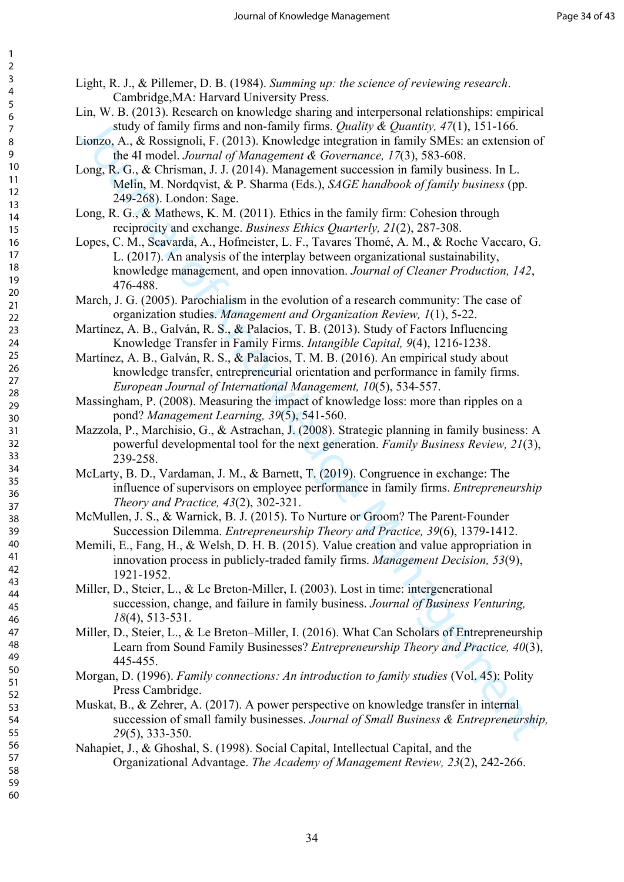Light, R. J., & Pillemer, D. B. (1984). *Summing up: the science of reviewing research*. Cambridge,MA: Harvard University Press.

Lin, W. B. (2013). Research on knowledge sharing and interpersonal relationships: empirical study of family firms and non-family firms. *Quality & Quantity, 47*(1), 151-166.

Lionzo, A., & Rossignoli, F. (2013). Knowledge integration in family SMEs: an extension of the 4I model. *Journal of Management & Governance, 17*(3), 583-608.

Long, R. G., & Chrisman, J. J. (2014). Management succession in family business. In L. Melin, M. Nordqvist, & P. Sharma (Eds.), *SAGE handbook of family business* (pp. 249-268). London: Sage.

Long, R. G., & Mathews, K. M. (2011). Ethics in the family firm: Cohesion through reciprocity and exchange. *Business Ethics Quarterly, 21*(2), 287-308.

Lopes, C. M., Scavarda, A., Hofmeister, L. F., Tavares Thomé, A. M., & Roehe Vaccaro, G. L. (2017). An analysis of the interplay between organizational sustainability, knowledge management, and open innovation. *Journal of Cleaner Production, 142*, 476-488.

March, J. G. (2005). Parochialism in the evolution of a research community: The case of organization studies. *Management and Organization Review, 1*(1), 5-22.

Martínez, A. B., Galván, R. S., & Palacios, T. B. (2013). Study of Factors Influencing Knowledge Transfer in Family Firms. *Intangible Capital, 9*(4), 1216-1238.

Martínez, A. B., Galván, R. S., & Palacios, T. M. B. (2016). An empirical study about knowledge transfer, entrepreneurial orientation and performance in family firms. *European Journal of International Management, 10*(5), 534-557.

Massingham, P. (2008). Measuring the impact of knowledge loss: more than ripples on a pond? *Management Learning, 39*(5), 541-560.

Mazzola, P., Marchisio, G., & Astrachan, J. (2008). Strategic planning in family business: A powerful developmental tool for the next generation. *Family Business Review, 21*(3), 239-258.

McLarty, B. D., Vardaman, J. M., & Barnett, T. (2019). Congruence in exchange: The influence of supervisors on employee performance in family firms. *Entrepreneurship Theory and Practice, 43*(2), 302-321.

McMullen, J. S., & Warnick, B. J. (2015). To Nurture or Groom? The Parent-Founder Succession Dilemma. *Entrepreneurship Theory and Practice, 39*(6), 1379-1412.

Memili, E., Fang, H., & Welsh, D. H. B. (2015). Value creation and value appropriation in innovation process in publicly-traded family firms. *Management Decision, 53*(9), 1921-1952.

Miller, D., Steier, L., & Le Breton-Miller, I. (2003). Lost in time: intergenerational succession, change, and failure in family business. *Journal of Business Venturing, 18*(4), 513-531.

Miller, D., Steier, L., & Le Breton–Miller, I. (2016). What Can Scholars of Entrepreneurship Learn from Sound Family Businesses? *Entrepreneurship Theory and Practice, 40*(3), 445-455.

Morgan, D. (1996). *Family connections: An introduction to family studies* (Vol. 45): Polity Press Cambridge.

Muskat, B., & Zehrer, A. (2017). A power perspective on knowledge transfer in internal succession of small family businesses. *Journal of Small Business & Entrepreneurship, 29*(5), 333-350.

Nahapiet, J., & Ghoshal, S. (1998). Social Capital, Intellectual Capital, and the Organizational Advantage. *The Academy of Management Review, 23*(2), 242-266.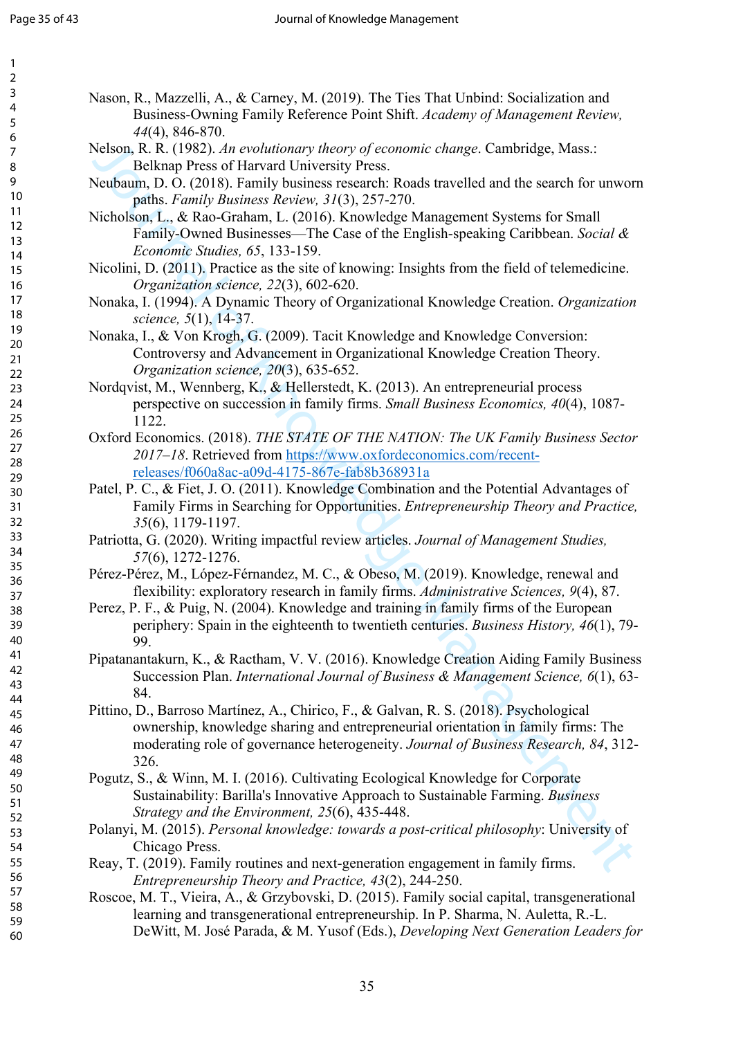Nason, R., Mazzelli, A., & Carney, M. (2019). The Ties That Unbind: Socialization and Business-Owning Family Reference Point Shift. *Academy of Management Review, 44*(4), 846-870.

Nelson, R. R. (1982). *An evolutionary theory of economic change*. Cambridge, Mass.: Belknap Press of Harvard University Press.

Neubaum, D. O. (2018). Family business research: Roads travelled and the search for unworn paths. *Family Business Review, 31*(3), 257-270.

Nicholson, L., & Rao-Graham, L. (2016). Knowledge Management Systems for Small Family-Owned Businesses—The Case of the English-speaking Caribbean. *Social & Economic Studies, 65*, 133-159.

Nicolini, D. (2011). Practice as the site of knowing: Insights from the field of telemedicine. *Organization science, 22*(3), 602-620.

Nonaka, I. (1994). A Dynamic Theory of Organizational Knowledge Creation. *Organization science, 5*(1), 14-37.

Nonaka, I., & Von Krogh, G. (2009). Tacit Knowledge and Knowledge Conversion: Controversy and Advancement in Organizational Knowledge Creation Theory. *Organization science, 20*(3), 635-652.

Nordqvist, M., Wennberg, K., & Hellerstedt, K. (2013). An entrepreneurial process perspective on succession in family firms. *Small Business Economics, 40*(4), 1087-1122.

Oxford Economics. (2018). *THE STATE OF THE NATION: The UK Family Business Sector 2017–18*. Retrieved from https://www.oxfordeconomics.com/recent-releases/f060a8ac-a09d-4175-867e-fab8b368931a

Patel, P. C., & Fiet, J. O. (2011). Knowledge Combination and the Potential Advantages of Family Firms in Searching for Opportunities. *Entrepreneurship Theory and Practice, 35*(6), 1179-1197.

Patriotta, G. (2020). Writing impactful review articles. *Journal of Management Studies, 57*(6), 1272-1276.

Pérez-Pérez, M., López-Férnandez, M. C., & Obeso, M. (2019). Knowledge, renewal and flexibility: exploratory research in family firms. *Administrative Sciences, 9*(4), 87.

Perez, P. F., & Puig, N. (2004). Knowledge and training in family firms of the European periphery: Spain in the eighteenth to twentieth centuries. *Business History, 46*(1), 79-99.

Pipatanantakurn, K., & Ractham, V. V. (2016). Knowledge Creation Aiding Family Business Succession Plan. *International Journal of Business & Management Science, 6*(1), 63-84.

Pittino, D., Barroso Martínez, A., Chirico, F., & Galvan, R. S. (2018). Psychological ownership, knowledge sharing and entrepreneurial orientation in family firms: The moderating role of governance heterogeneity. *Journal of Business Research, 84*, 312-326.

Pogutz, S., & Winn, M. I. (2016). Cultivating Ecological Knowledge for Corporate Sustainability: Barilla's Innovative Approach to Sustainable Farming. *Business Strategy and the Environment, 25*(6), 435-448.

Polanyi, M. (2015). *Personal knowledge: towards a post-critical philosophy*: University of Chicago Press.

Reay, T. (2019). Family routines and next-generation engagement in family firms. *Entrepreneurship Theory and Practice, 43*(2), 244-250.

Roscoe, M. T., Vieira, A., & Grzybovski, D. (2015). Family social capital, transgenerational learning and transgenerational entrepreneurship. In P. Sharma, N. Auletta, R.-L. DeWitt, M. José Parada, & M. Yusof (Eds.), *Developing Next Generation Leaders for*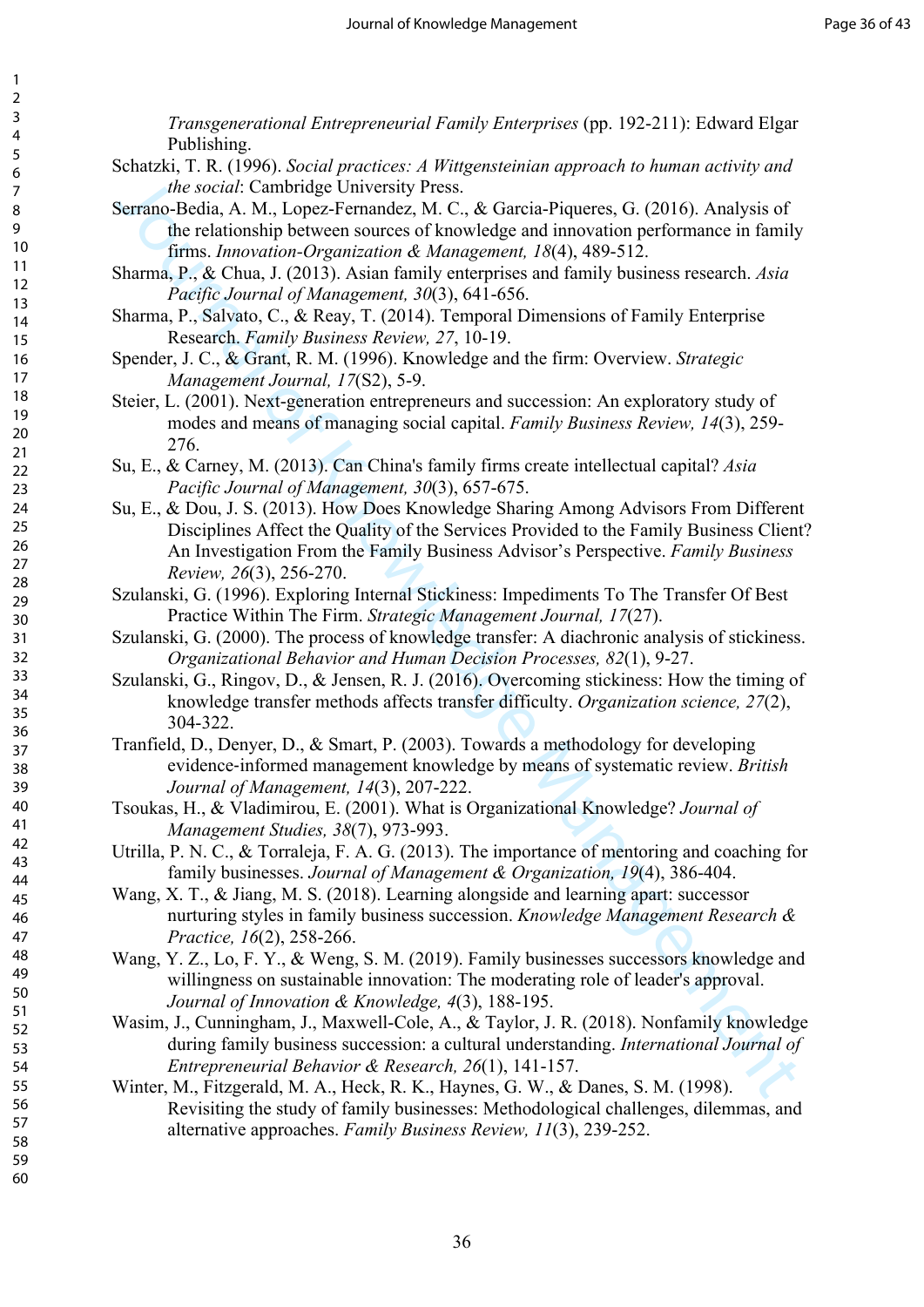*Transgenerational Entrepreneurial Family Enterprises* (pp. 192-211): Edward Elgar Publishing.

Schatzki, T. R. (1996). *Social practices: A Wittgensteinian approach to human activity and the social*: Cambridge University Press.

Serrano-Bedia, A. M., Lopez-Fernandez, M. C., & Garcia-Piqueres, G. (2016). Analysis of the relationship between sources of knowledge and innovation performance in family firms. *Innovation-Organization & Management, 18*(4), 489-512.

Sharma, P., & Chua, J. (2013). Asian family enterprises and family business research. *Asia Pacific Journal of Management, 30*(3), 641-656.

Sharma, P., Salvato, C., & Reay, T. (2014). Temporal Dimensions of Family Enterprise Research. *Family Business Review, 27*, 10-19.

Spender, J. C., & Grant, R. M. (1996). Knowledge and the firm: Overview. *Strategic Management Journal, 17*(S2), 5-9.

Steier, L. (2001). Next-generation entrepreneurs and succession: An exploratory study of modes and means of managing social capital. *Family Business Review, 14*(3), 259-276.

Su, E., & Carney, M. (2013). Can China's family firms create intellectual capital? *Asia Pacific Journal of Management, 30*(3), 657-675.

Su, E., & Dou, J. S. (2013). How Does Knowledge Sharing Among Advisors From Different Disciplines Affect the Quality of the Services Provided to the Family Business Client? An Investigation From the Family Business Advisor's Perspective. *Family Business Review, 26*(3), 256-270.

Szulanski, G. (1996). Exploring Internal Stickiness: Impediments To The Transfer Of Best Practice Within The Firm. *Strategic Management Journal, 17*(27).

Szulanski, G. (2000). The process of knowledge transfer: A diachronic analysis of stickiness. *Organizational Behavior and Human Decision Processes, 82*(1), 9-27.

Szulanski, G., Ringov, D., & Jensen, R. J. (2016). Overcoming stickiness: How the timing of knowledge transfer methods affects transfer difficulty. *Organization science, 27*(2), 304-322.

Tranfield, D., Denyer, D., & Smart, P. (2003). Towards a methodology for developing evidence-informed management knowledge by means of systematic review. *British Journal of Management, 14*(3), 207-222.

Tsoukas, H., & Vladimirou, E. (2001). What is Organizational Knowledge? *Journal of Management Studies, 38*(7), 973-993.

Utrilla, P. N. C., & Torraleja, F. A. G. (2013). The importance of mentoring and coaching for family businesses. *Journal of Management & Organization, 19*(4), 386-404.

Wang, X. T., & Jiang, M. S. (2018). Learning alongside and learning apart: successor nurturing styles in family business succession. *Knowledge Management Research & Practice, 16*(2), 258-266.

Wang, Y. Z., Lo, F. Y., & Weng, S. M. (2019). Family businesses successors knowledge and willingness on sustainable innovation: The moderating role of leader's approval. *Journal of Innovation & Knowledge, 4*(3), 188-195.

Wasim, J., Cunningham, J., Maxwell-Cole, A., & Taylor, J. R. (2018). Nonfamily knowledge during family business succession: a cultural understanding. *International Journal of Entrepreneurial Behavior & Research, 26*(1), 141-157.

Winter, M., Fitzgerald, M. A., Heck, R. K., Haynes, G. W., & Danes, S. M. (1998). Revisiting the study of family businesses: Methodological challenges, dilemmas, and alternative approaches. *Family Business Review, 11*(3), 239-252.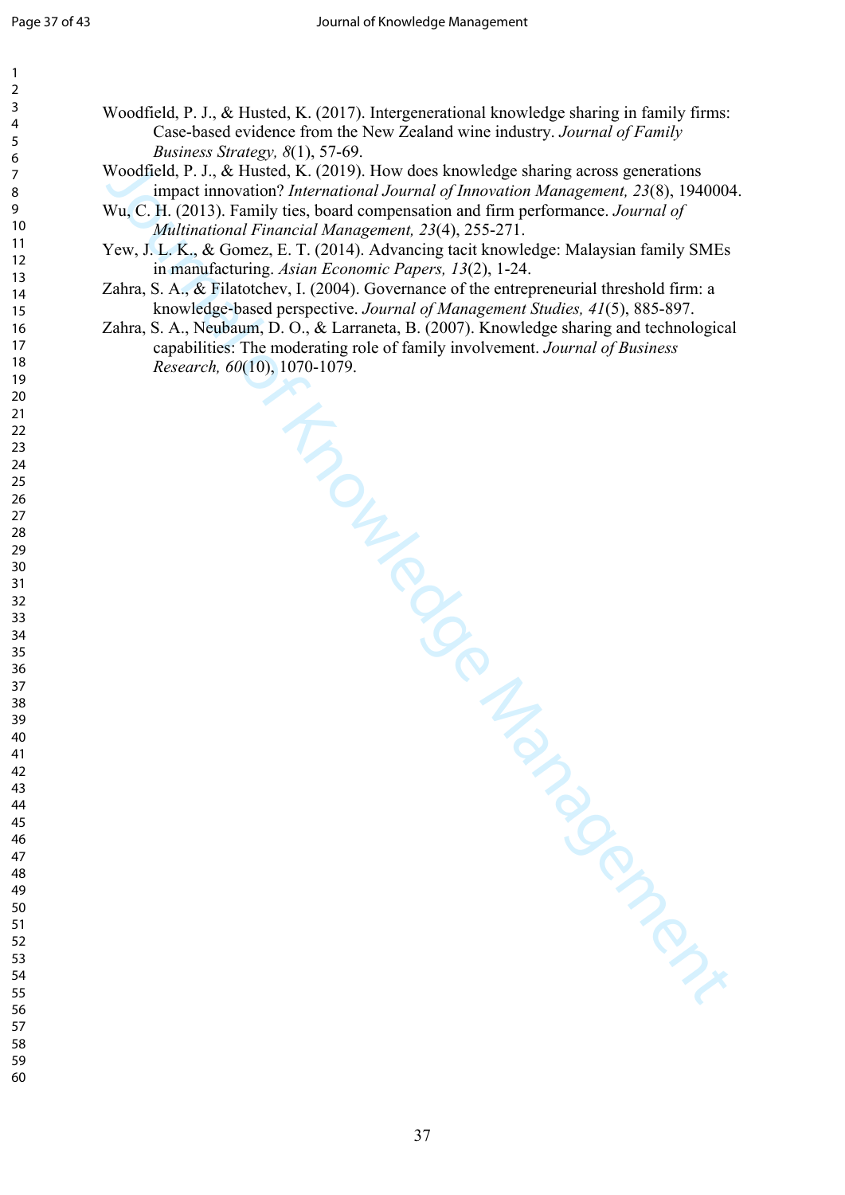Woodfield, P. J., & Husted, K. (2017). Intergenerational knowledge sharing in family firms: Case-based evidence from the New Zealand wine industry. *Journal of Family Business Strategy, 8*(1), 57-69.

Woodfield, P. J., & Husted, K. (2019). How does knowledge sharing across generations impact innovation? *International Journal of Innovation Management, 23*(8), 1940004.

Wu, C. H. (2013). Family ties, board compensation and firm performance. *Journal of Multinational Financial Management, 23*(4), 255-271.

Yew, J. L. K., & Gomez, E. T. (2014). Advancing tacit knowledge: Malaysian family SMEs in manufacturing. *Asian Economic Papers, 13*(2), 1-24.

Zahra, S. A., & Filatotchev, I. (2004). Governance of the entrepreneurial threshold firm: a knowledge-based perspective. *Journal of Management Studies, 41*(5), 885-897.

Zahra, S. A., Neubaum, D. O., & Larraneta, B. (2007). Knowledge sharing and technological capabilities: The moderating role of family involvement. *Journal of Business Research, 60*(10), 1070-1079.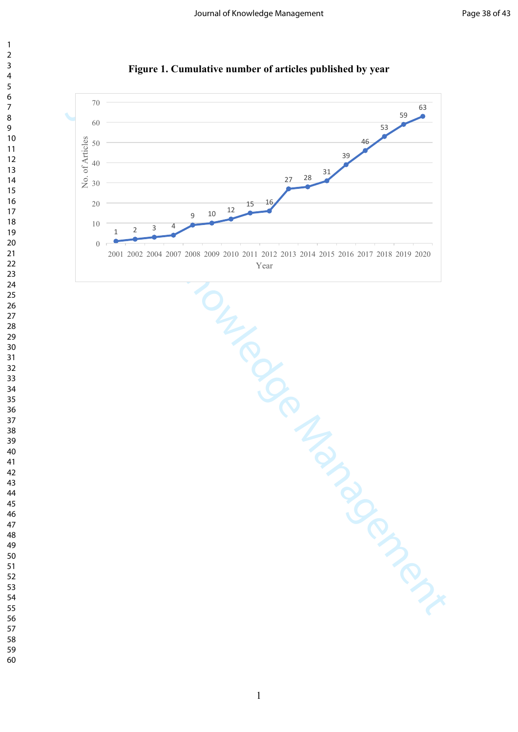**Figure 1. Cumulative number of articles published by year**

| Year | No. of Articles |
|---|---|
| 2001 | 1 |
| 2002 | 2 |
| 2004 | 3 |
| 2007 | 4 |
| 2008 | 9 |
| 2009 | 10 |
| 2010 | 12 |
| 2011 | 15 |
| 2012 | 16 |
| 2013 | 27 |
| 2014 | 28 |
| 2015 | 31 |
| 2016 | 39 |
| 2017 | 46 |
| 2018 | 53 |
| 2019 | 59 |
| 2020 | 63 |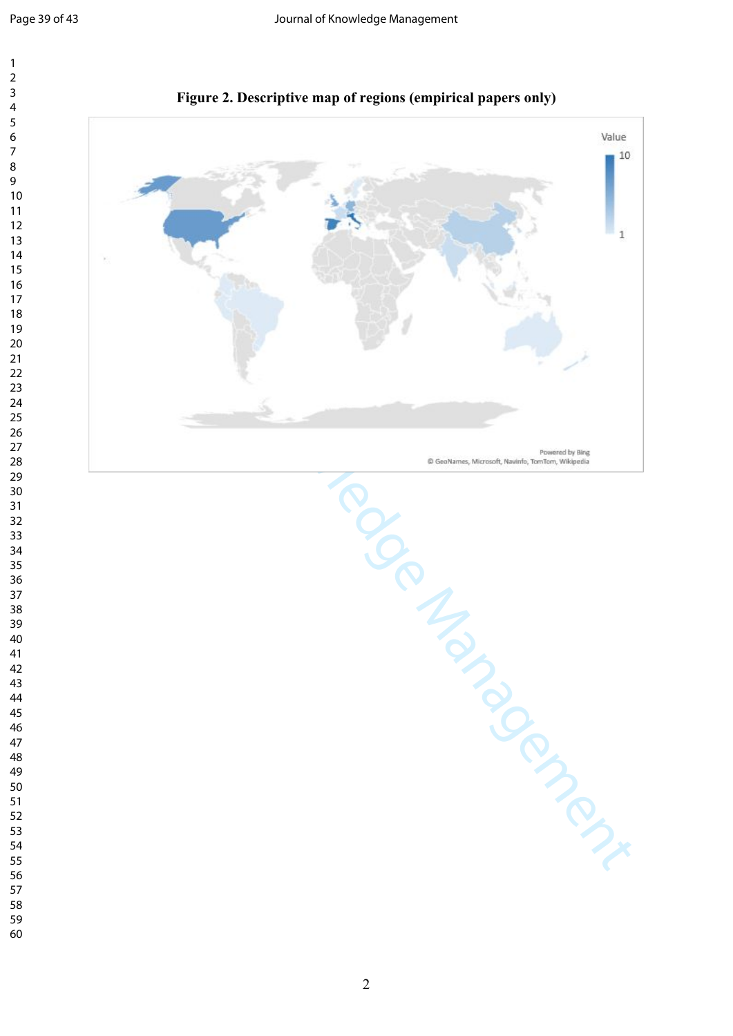**Figure 2. Descriptive map of regions (empirical papers only)**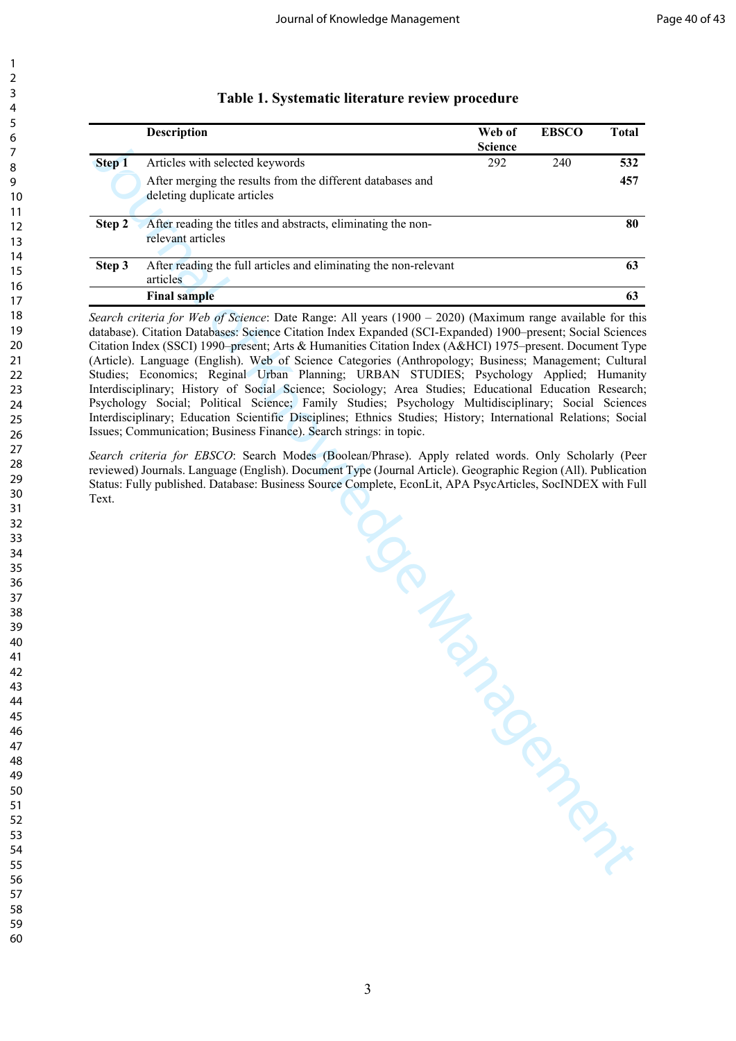**Table 1. Systematic literature review procedure**

| | Description | Web of Science | EBSCO | Total |
|---|---|---|---|---|
| **Step 1** | Articles with selected keywords | 292 | 240 | **532** |
| | After merging the results from the different databases and deleting duplicate articles | | | **457** |
| **Step 2** | After reading the titles and abstracts, eliminating the non-relevant articles | | | **80** |
| **Step 3** | After reading the full articles and eliminating the non-relevant articles | | | **63** |
| | **Final sample** | | | **63** |

*Search criteria for Web of Science*: Date Range: All years (1900 – 2020) (Maximum range available for this database). Citation Databases: Science Citation Index Expanded (SCI-Expanded) 1900–present; Social Sciences Citation Index (SSCI) 1990–present; Arts & Humanities Citation Index (A&HCI) 1975–present. Document Type (Article). Language (English). Web of Science Categories (Anthropology; Business; Management; Cultural Studies; Economics; Reginal Urban Planning; URBAN STUDIES; Psychology Applied; Humanity Interdisciplinary; History of Social Science; Sociology; Area Studies; Educational Education Research; Psychology Social; Political Science; Family Studies; Psychology Multidisciplinary; Social Sciences Interdisciplinary; Education Scientific Disciplines; Ethnics Studies; History; International Relations; Social Issues; Communication; Business Finance). Search strings: in topic.

*Search criteria for EBSCO*: Search Modes (Boolean/Phrase). Apply related words. Only Scholarly (Peer reviewed) Journals. Language (English). Document Type (Journal Article). Geographic Region (All). Publication Status: Fully published. Database: Business Source Complete, EconLit, APA PsycArticles, SocINDEX with Full Text.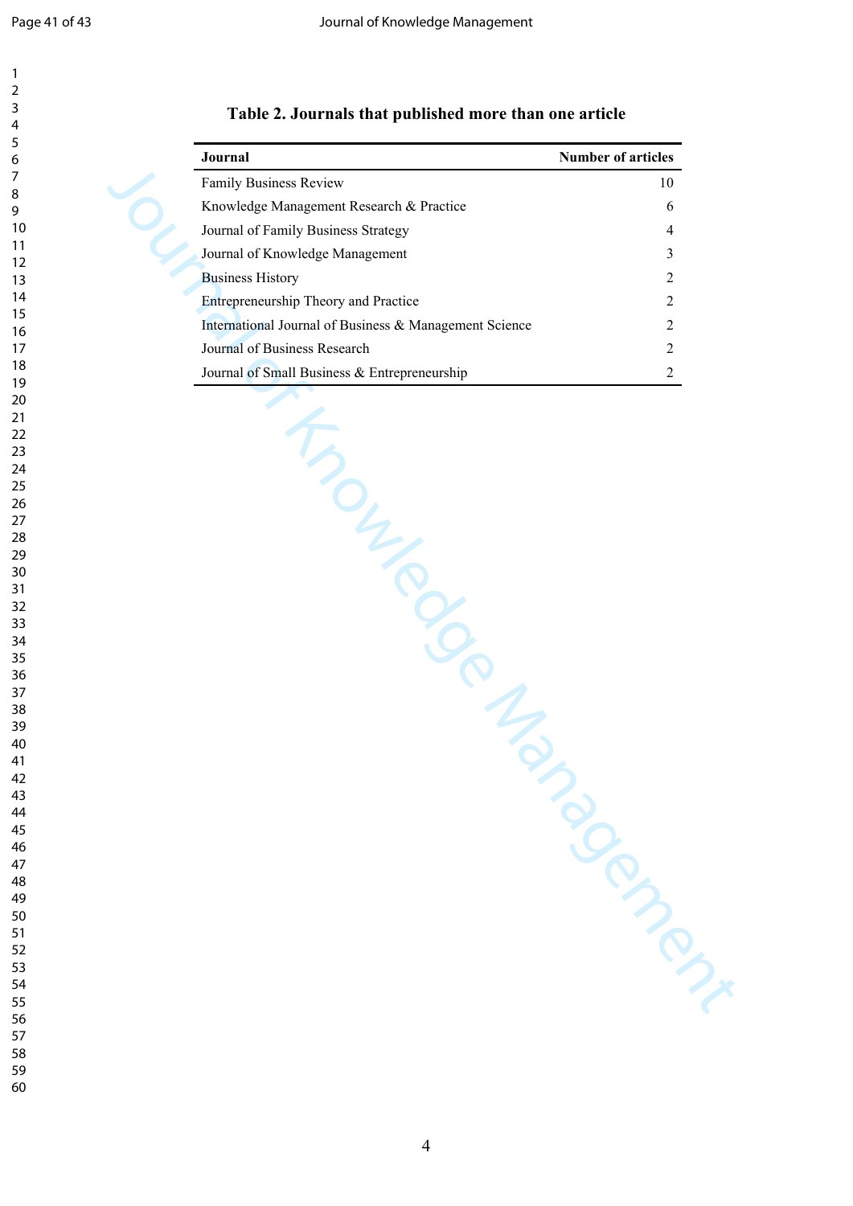**Table 2. Journals that published more than one article**

| Journal | Number of articles |
|---|---|
| Family Business Review | 10 |
| Knowledge Management Research & Practice | 6 |
| Journal of Family Business Strategy | 4 |
| Journal of Knowledge Management | 3 |
| Business History | 2 |
| Entrepreneurship Theory and Practice | 2 |
| International Journal of Business & Management Science | 2 |
| Journal of Business Research | 2 |
| Journal of Small Business & Entrepreneurship | 2 |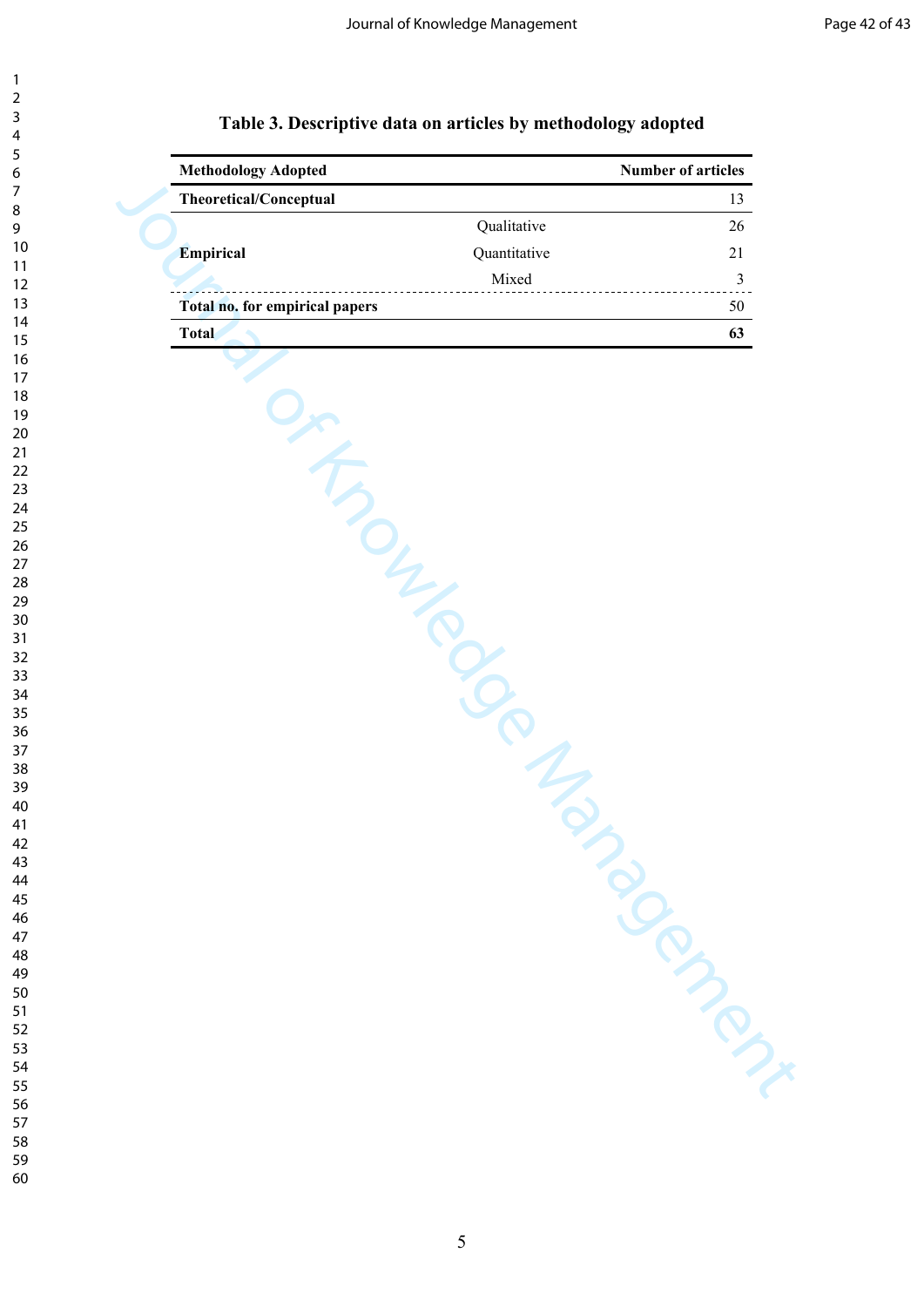**Table 3. Descriptive data on articles by methodology adopted**

| Methodology Adopted | | Number of articles |
|---|---|---|
| **Theoretical/Conceptual** | | 13 |
| | Qualitative | 26 |
| **Empirical** | Quantitative | 21 |
| | Mixed | 3 |
| **Total no. for empirical papers** | | 50 |
| **Total** | | **63** |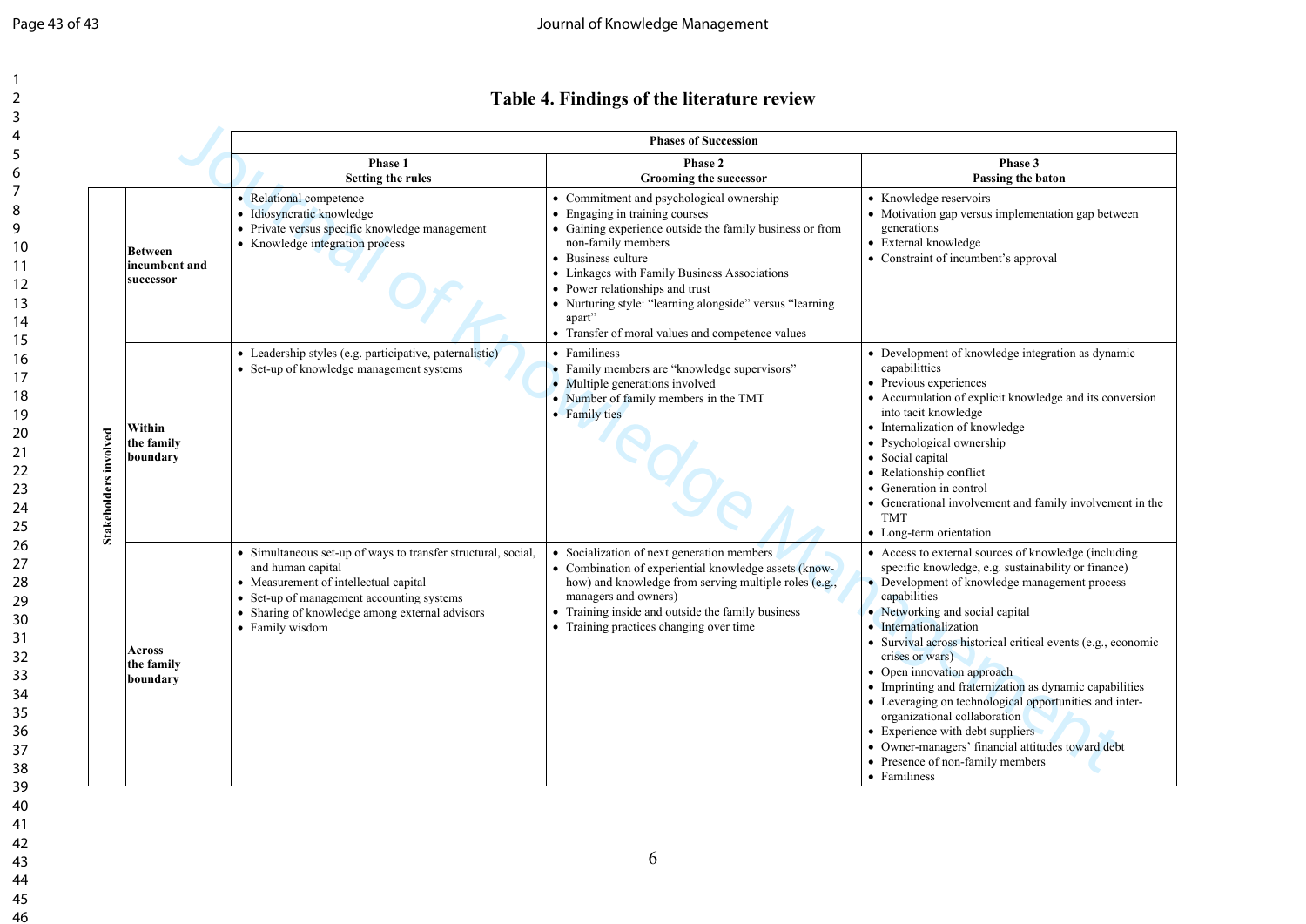# Table 4. Findings of the literature review

| Stakeholders involved | Phase 1<br>Setting the rules | Phase 2<br>Grooming the successor | Phase 3<br>Passing the baton |
|---|---|---|---|
| **Between incumbent and successor** | • Relational competence<br>• Idiosyncratic knowledge<br>• Private versus specific knowledge management<br>• Knowledge integration process | • Commitment and psychological ownership<br>• Engaging in training courses<br>• Gaining experience outside the family business or from non-family members<br>• Business culture<br>• Linkages with Family Business Associations<br>• Power relationships and trust<br>• Nurturing style: "learning alongside" versus "learning apart"<br>• Transfer of moral values and competence values | • Knowledge reservoirs<br>• Motivation gap versus implementation gap between generations<br>• External knowledge<br>• Constraint of incumbent's approval |
| **Within the family boundary** | • Leadership styles (e.g. participative, paternalistic)<br>• Set-up of knowledge management systems | • Familiness<br>• Family members are "knowledge supervisors"<br>• Multiple generations involved<br>• Number of family members in the TMT<br>• Family ties | • Development of knowledge integration as dynamic capabilitties<br>• Previous experiences<br>• Accumulation of explicit knowledge and its conversion into tacit knowledge<br>• Internalization of knowledge<br>• Psychological ownership<br>• Social capital<br>• Relationship conflict<br>• Generation in control<br>• Generational involvement and family involvement in the TMT<br>• Long-term orientation |
| **Across the family boundary** | • Simultaneous set-up of ways to transfer structural, social, and human capital<br>• Measurement of intellectual capital<br>• Set-up of management accounting systems<br>• Sharing of knowledge among external advisors<br>• Family wisdom | • Socialization of next generation members<br>• Combination of experiential knowledge assets (know-how) and knowledge from serving multiple roles (e.g., managers and owners)<br>• Training inside and outside the family business<br>• Training practices changing over time | • Access to external sources of knowledge (including specific knowledge, e.g. sustainability or finance)<br>• Development of knowledge management process capabilities<br>• Networking and social capital<br>• Internationalization<br>• Survival across historical critical events (e.g., economic crises or wars)<br>• Open innovation approach<br>• Imprinting and fraternization as dynamic capabilities<br>• Leveraging on technological opportunities and inter-organizational collaboration<br>• Experience with debt suppliers<br>• Owner-managers' financial attitudes toward debt<br>• Presence of non-family members<br>• Familiness |